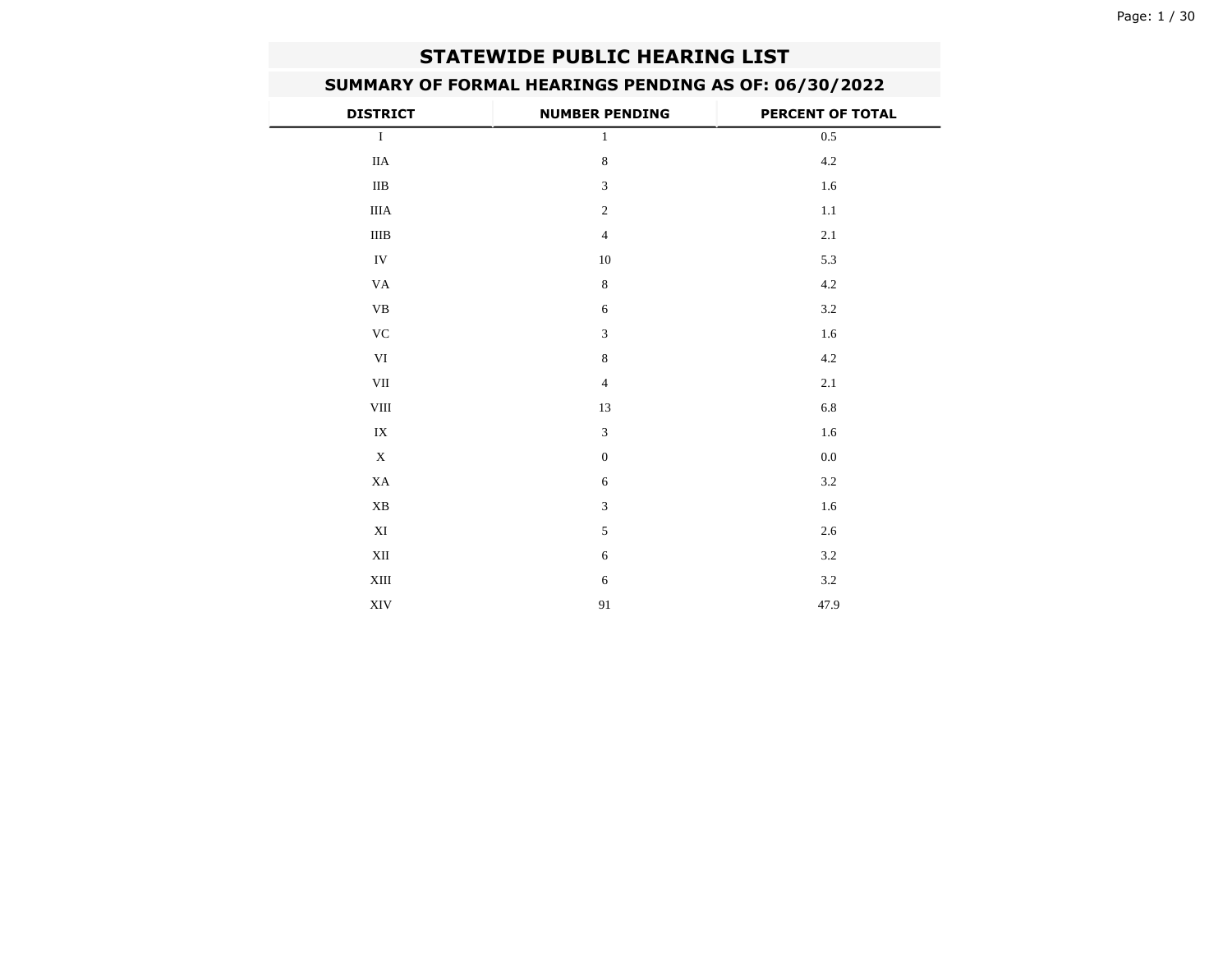# STATEWIDE PUBLIC HEARING LIST

## SUMMARY OF FORMAL HEARINGS PENDING AS OF: 06/30/2022

| DISTRICT | NUMBER PENDING | PERCENT OF TOTAL |
|---|---|---|
| I | 1 | 0.5 |
| IIA | 8 | 4.2 |
| IIB | 3 | 1.6 |
| IIIA | 2 | 1.1 |
| IIIB | 4 | 2.1 |
| IV | 10 | 5.3 |
| VA | 8 | 4.2 |
| VB | 6 | 3.2 |
| VC | 3 | 1.6 |
| VI | 8 | 4.2 |
| VII | 4 | 2.1 |
| VIII | 13 | 6.8 |
| IX | 3 | 1.6 |
| X | 0 | 0.0 |
| XA | 6 | 3.2 |
| XB | 3 | 1.6 |
| XI | 5 | 2.6 |
| XII | 6 | 3.2 |
| XIII | 6 | 3.2 |
| XIV | 91 | 47.9 |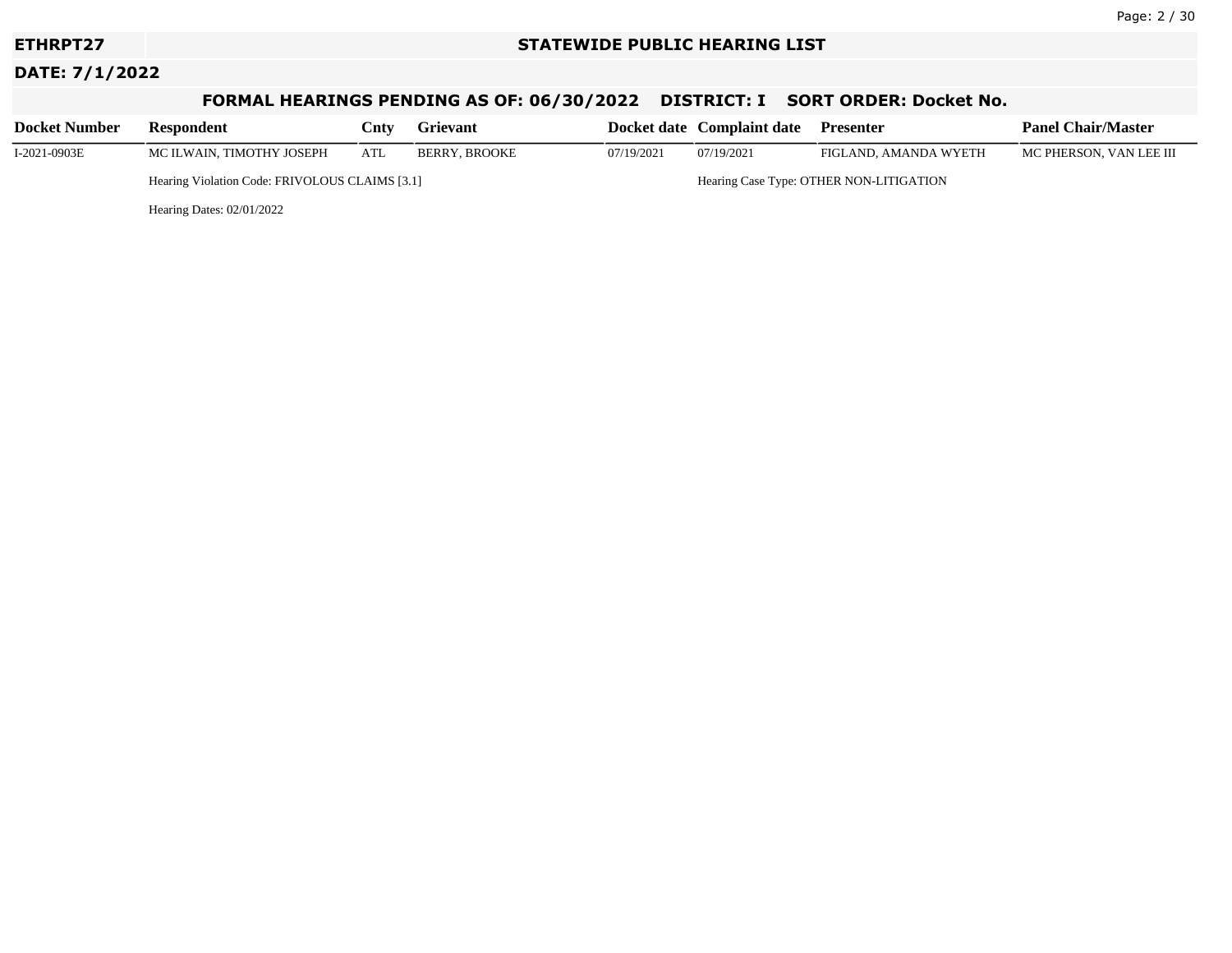**ETHRPT27** — **STATEWIDE PUBLIC HEARING LIST**

**DATE: 7/1/2022**

### FORMAL HEARINGS PENDING AS OF: 06/30/2022 DISTRICT: I SORT ORDER: Docket No.

| Docket Number | Respondent | Cnty | Grievant | Docket date | Complaint date | Presenter | Panel Chair/Master |
|---|---|---|---|---|---|---|---|
| I-2021-0903E | MC ILWAIN, TIMOTHY JOSEPH | ATL | BERRY, BROOKE | 07/19/2021 | 07/19/2021 | FIGLAND, AMANDA WYETH | MC PHERSON, VAN LEE III |
| | Hearing Violation Code: FRIVOLOUS CLAIMS [3.1] | | | | Hearing Case Type: OTHER NON-LITIGATION | | |
| | Hearing Dates: 02/01/2022 | | | | | | |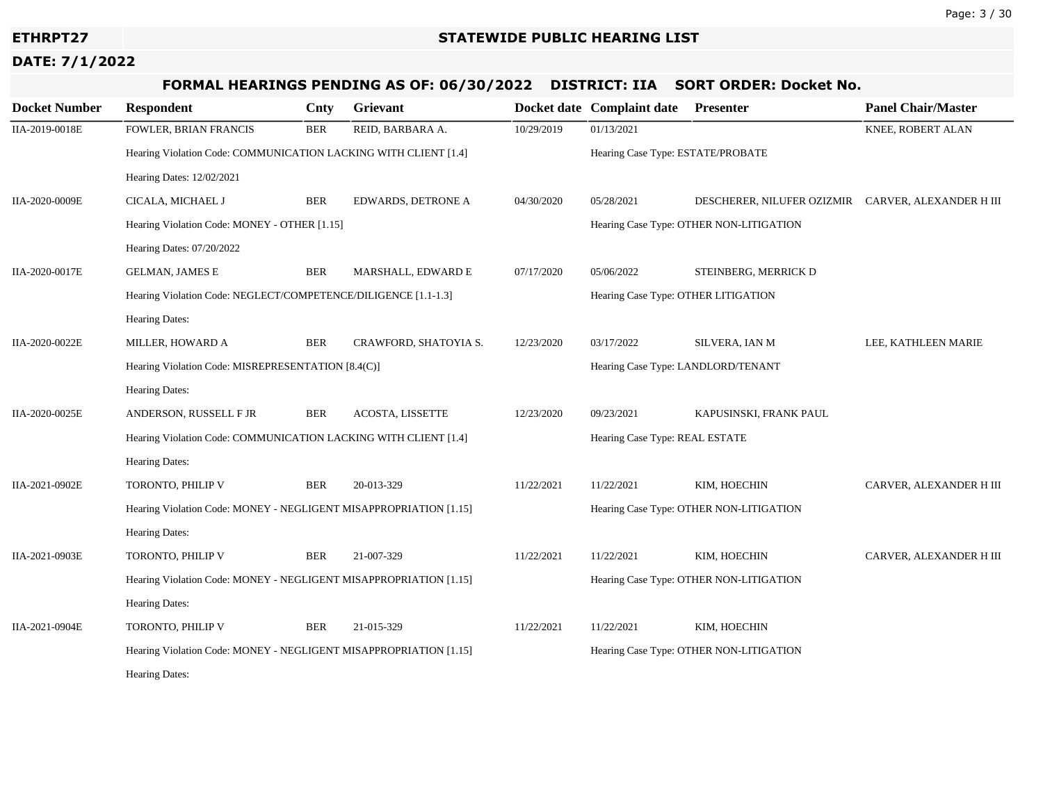**ETHRPT27** **STATEWIDE PUBLIC HEARING LIST**

**DATE: 7/1/2022**

## FORMAL HEARINGS PENDING AS OF: 06/30/2022 DISTRICT: IIA SORT ORDER: Docket No.

| Docket Number | Respondent | Cnty | Grievant | Docket date | Complaint date | Presenter | Panel Chair/Master |
|---|---|---|---|---|---|---|---|
| IIA-2019-0018E | FOWLER, BRIAN FRANCIS | BER | REID, BARBARA A. | 10/29/2019 | 01/13/2021 | | KNEE, ROBERT ALAN |
| | Hearing Violation Code: COMMUNICATION LACKING WITH CLIENT [1.4] | | | | Hearing Case Type: ESTATE/PROBATE | | |
| | Hearing Dates: 12/02/2021 | | | | | | |
| IIA-2020-0009E | CICALA, MICHAEL J | BER | EDWARDS, DETRONE A | 04/30/2020 | 05/28/2021 | DESCHERER, NILUFER OZIZMIR | CARVER, ALEXANDER H III |
| | Hearing Violation Code: MONEY - OTHER [1.15] | | | | Hearing Case Type: OTHER NON-LITIGATION | | |
| | Hearing Dates: 07/20/2022 | | | | | | |
| IIA-2020-0017E | GELMAN, JAMES E | BER | MARSHALL, EDWARD E | 07/17/2020 | 05/06/2022 | STEINBERG, MERRICK D | |
| | Hearing Violation Code: NEGLECT/COMPETENCE/DILIGENCE [1.1-1.3] | | | | Hearing Case Type: OTHER LITIGATION | | |
| | Hearing Dates: | | | | | | |
| IIA-2020-0022E | MILLER, HOWARD A | BER | CRAWFORD, SHATOYIA S. | 12/23/2020 | 03/17/2022 | SILVERA, IAN M | LEE, KATHLEEN MARIE |
| | Hearing Violation Code: MISREPRESENTATION [8.4(C)] | | | | Hearing Case Type: LANDLORD/TENANT | | |
| | Hearing Dates: | | | | | | |
| IIA-2020-0025E | ANDERSON, RUSSELL F JR | BER | ACOSTA, LISSETTE | 12/23/2020 | 09/23/2021 | KAPUSINSKI, FRANK PAUL | |
| | Hearing Violation Code: COMMUNICATION LACKING WITH CLIENT [1.4] | | | | Hearing Case Type: REAL ESTATE | | |
| | Hearing Dates: | | | | | | |
| IIA-2021-0902E | TORONTO, PHILIP V | BER | 20-013-329 | 11/22/2021 | 11/22/2021 | KIM, HOECHIN | CARVER, ALEXANDER H III |
| | Hearing Violation Code: MONEY - NEGLIGENT MISAPPROPRIATION [1.15] | | | | Hearing Case Type: OTHER NON-LITIGATION | | |
| | Hearing Dates: | | | | | | |
| IIA-2021-0903E | TORONTO, PHILIP V | BER | 21-007-329 | 11/22/2021 | 11/22/2021 | KIM, HOECHIN | CARVER, ALEXANDER H III |
| | Hearing Violation Code: MONEY - NEGLIGENT MISAPPROPRIATION [1.15] | | | | Hearing Case Type: OTHER NON-LITIGATION | | |
| | Hearing Dates: | | | | | | |
| IIA-2021-0904E | TORONTO, PHILIP V | BER | 21-015-329 | 11/22/2021 | 11/22/2021 | KIM, HOECHIN | |
| | Hearing Violation Code: MONEY - NEGLIGENT MISAPPROPRIATION [1.15] | | | | Hearing Case Type: OTHER NON-LITIGATION | | |
| | Hearing Dates: | | | | | | |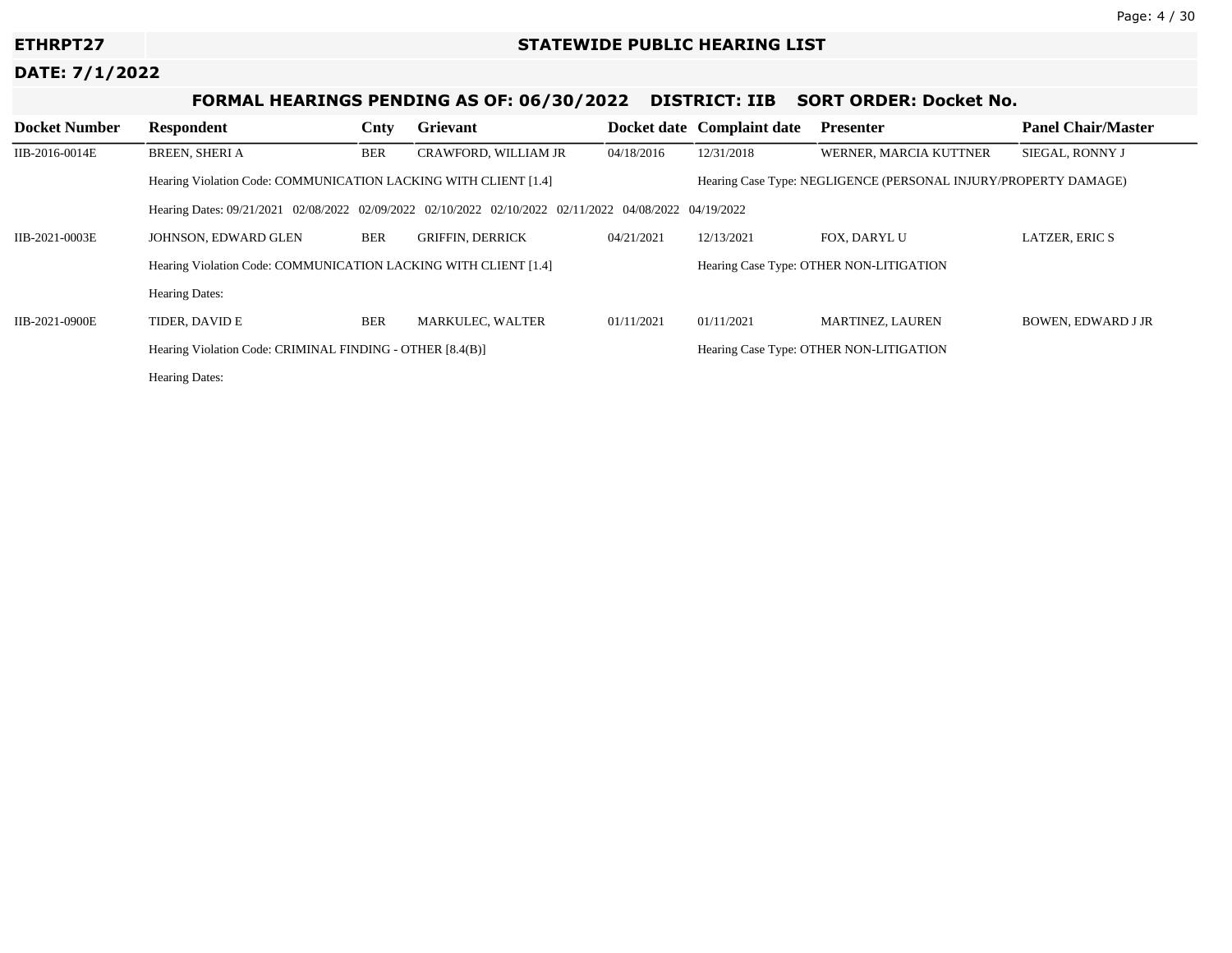**ETHRPT27** — **STATEWIDE PUBLIC HEARING LIST**

**DATE: 7/1/2022**

## FORMAL HEARINGS PENDING AS OF: 06/30/2022 DISTRICT: IIB SORT ORDER: Docket No.

| Docket Number | Respondent | Cnty | Grievant | Docket date | Complaint date | Presenter | Panel Chair/Master |
|---|---|---|---|---|---|---|---|
| IIB-2016-0014E | BREEN, SHERI A | BER | CRAWFORD, WILLIAM JR | 04/18/2016 | 12/31/2018 | WERNER, MARCIA KUTTNER | SIEGAL, RONNY J |
| | Hearing Violation Code: COMMUNICATION LACKING WITH CLIENT [1.4] | | | | Hearing Case Type: NEGLIGENCE (PERSONAL INJURY/PROPERTY DAMAGE) | | |
| | Hearing Dates: 09/21/2021 02/08/2022 02/09/2022 02/10/2022 02/10/2022 02/11/2022 04/08/2022 04/19/2022 | | | | | | |
| IIB-2021-0003E | JOHNSON, EDWARD GLEN | BER | GRIFFIN, DERRICK | 04/21/2021 | 12/13/2021 | FOX, DARYL U | LATZER, ERIC S |
| | Hearing Violation Code: COMMUNICATION LACKING WITH CLIENT [1.4] | | | | Hearing Case Type: OTHER NON-LITIGATION | | |
| | Hearing Dates: | | | | | | |
| IIB-2021-0900E | TIDER, DAVID E | BER | MARKULEC, WALTER | 01/11/2021 | 01/11/2021 | MARTINEZ, LAUREN | BOWEN, EDWARD J JR |
| | Hearing Violation Code: CRIMINAL FINDING - OTHER [8.4(B)] | | | | Hearing Case Type: OTHER NON-LITIGATION | | |
| | Hearing Dates: | | | | | | |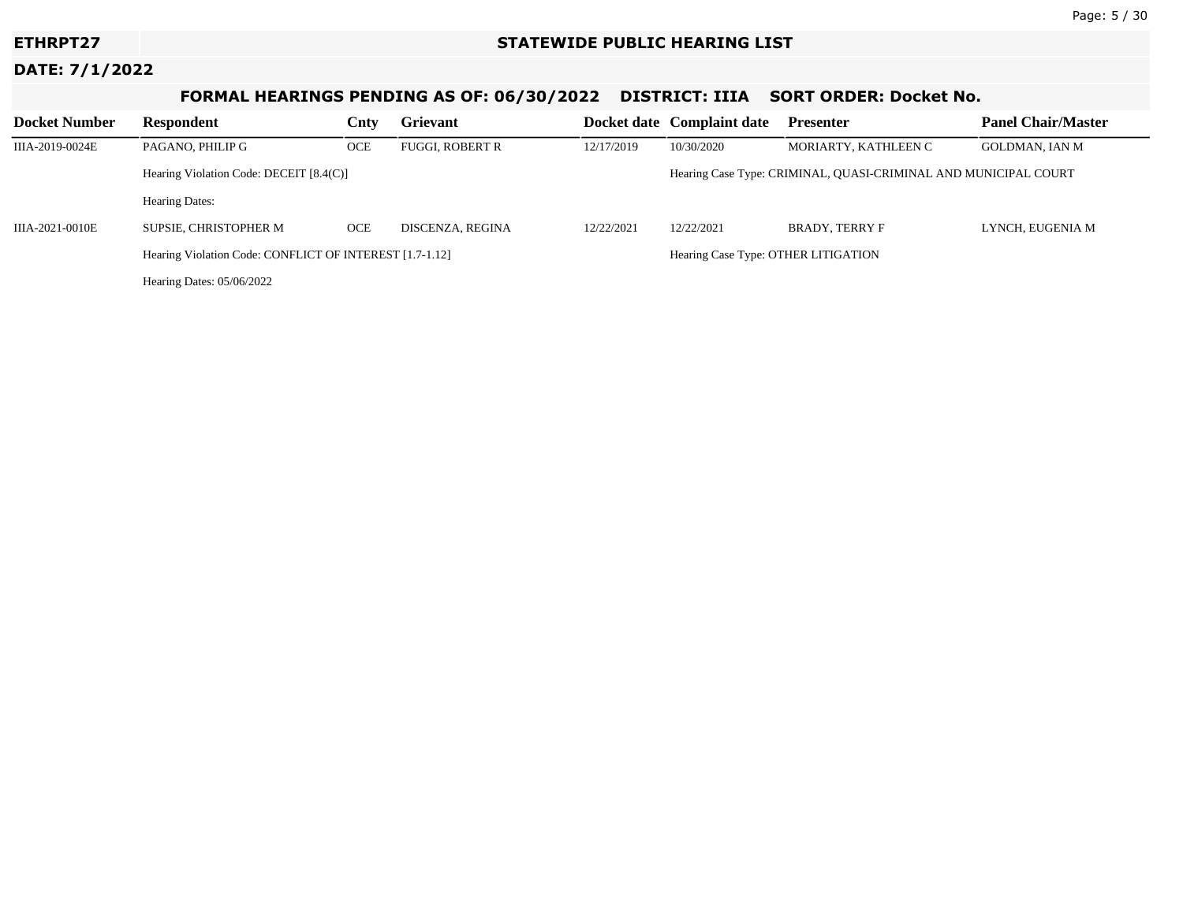**ETHRPT27** **STATEWIDE PUBLIC HEARING LIST**

**DATE: 7/1/2022**

## FORMAL HEARINGS PENDING AS OF: 06/30/2022 DISTRICT: IIIA SORT ORDER: Docket No.

| Docket Number | Respondent | Cnty | Grievant | Docket date | Complaint date | Presenter | Panel Chair/Master |
|---|---|---|---|---|---|---|---|
| IIIA-2019-0024E | PAGANO, PHILIP G | OCE | FUGGI, ROBERT R | 12/17/2019 | 10/30/2020 | MORIARTY, KATHLEEN C | GOLDMAN, IAN M |
| | Hearing Violation Code: DECEIT [8.4(C)] | | | | Hearing Case Type: CRIMINAL, QUASI-CRIMINAL AND MUNICIPAL COURT | | |
| | Hearing Dates: | | | | | | |
| IIIA-2021-0010E | SUPSIE, CHRISTOPHER M | OCE | DISCENZA, REGINA | 12/22/2021 | 12/22/2021 | BRADY, TERRY F | LYNCH, EUGENIA M |
| | Hearing Violation Code: CONFLICT OF INTEREST [1.7-1.12] | | | | Hearing Case Type: OTHER LITIGATION | | |
| | Hearing Dates: 05/06/2022 | | | | | | |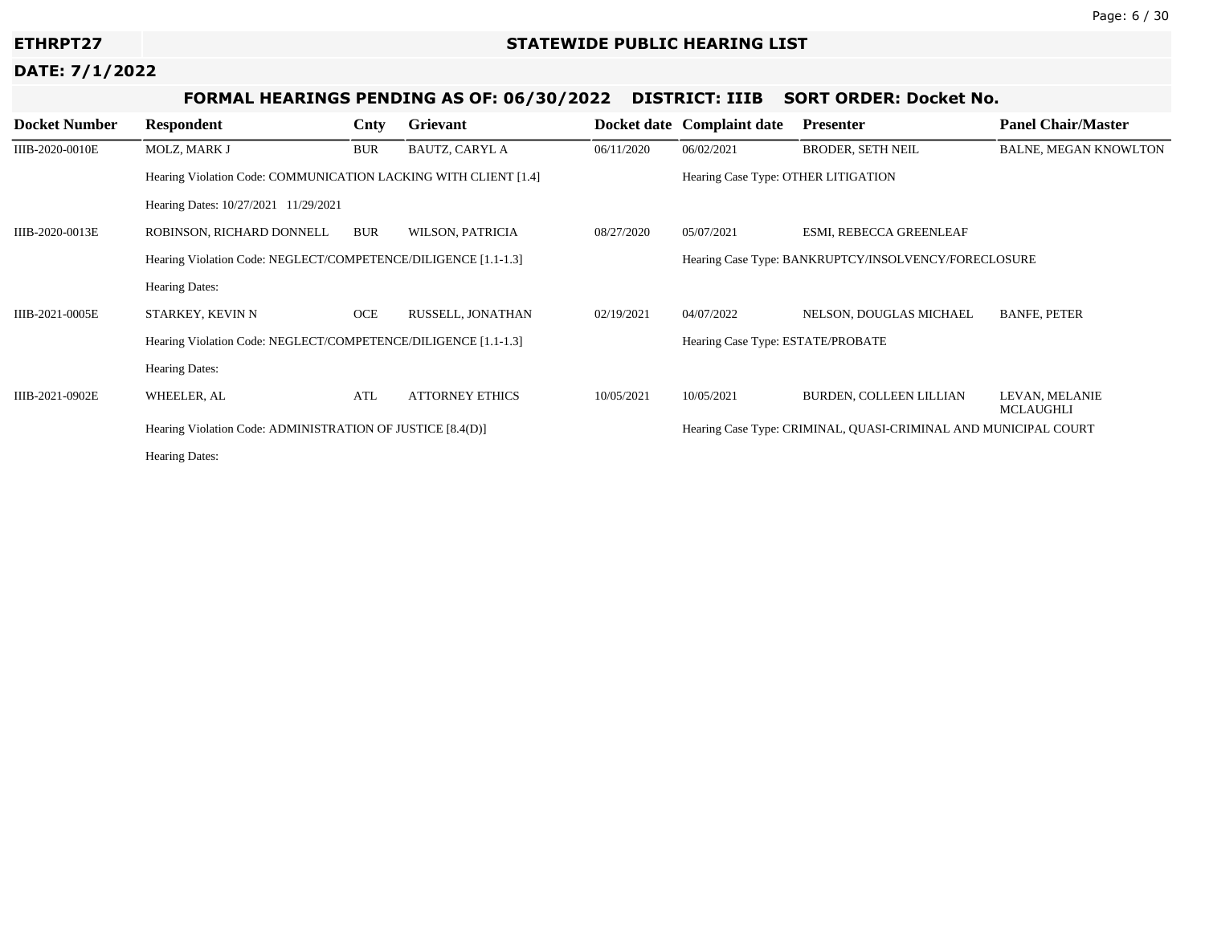**ETHRPT27** — **STATEWIDE PUBLIC HEARING LIST**

**DATE: 7/1/2022**

## FORMAL HEARINGS PENDING AS OF: 06/30/2022 DISTRICT: IIIB SORT ORDER: Docket No.

| Docket Number | Respondent | Cnty | Grievant | Docket date | Complaint date | Presenter | Panel Chair/Master |
|---|---|---|---|---|---|---|---|
| IIIB-2020-0010E | MOLZ, MARK J | BUR | BAUTZ, CARYL A | 06/11/2020 | 06/02/2021 | BRODER, SETH NEIL | BALNE, MEGAN KNOWLTON |
| | Hearing Violation Code: COMMUNICATION LACKING WITH CLIENT [1.4] | | | | Hearing Case Type: OTHER LITIGATION | | |
| | Hearing Dates: 10/27/2021 11/29/2021 | | | | | | |
| IIIB-2020-0013E | ROBINSON, RICHARD DONNELL | BUR | WILSON, PATRICIA | 08/27/2020 | 05/07/2021 | ESMI, REBECCA GREENLEAF | |
| | Hearing Violation Code: NEGLECT/COMPETENCE/DILIGENCE [1.1-1.3] | | | | Hearing Case Type: BANKRUPTCY/INSOLVENCY/FORECLOSURE | | |
| | Hearing Dates: | | | | | | |
| IIIB-2021-0005E | STARKEY, KEVIN N | OCE | RUSSELL, JONATHAN | 02/19/2021 | 04/07/2022 | NELSON, DOUGLAS MICHAEL | BANFE, PETER |
| | Hearing Violation Code: NEGLECT/COMPETENCE/DILIGENCE [1.1-1.3] | | | | Hearing Case Type: ESTATE/PROBATE | | |
| | Hearing Dates: | | | | | | |
| IIIB-2021-0902E | WHEELER, AL | ATL | ATTORNEY ETHICS | 10/05/2021 | 10/05/2021 | BURDEN, COLLEEN LILLIAN | LEVAN, MELANIE MCLAUGHLI |
| | Hearing Violation Code: ADMINISTRATION OF JUSTICE [8.4(D)] | | | | Hearing Case Type: CRIMINAL, QUASI-CRIMINAL AND MUNICIPAL COURT | | |
| | Hearing Dates: | | | | | | |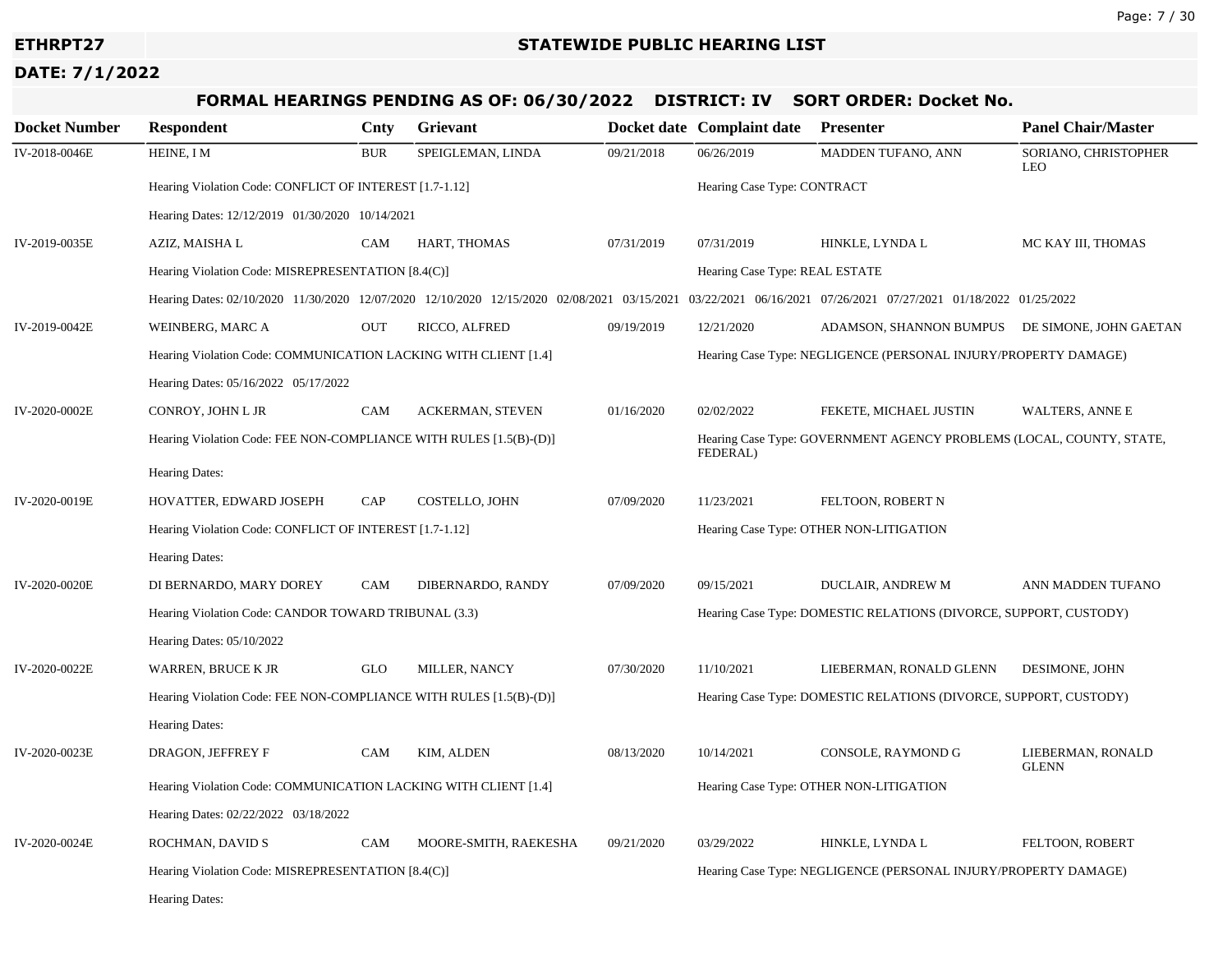**ETHRPT27** **STATEWIDE PUBLIC HEARING LIST**

**DATE: 7/1/2022**

## FORMAL HEARINGS PENDING AS OF: 06/30/2022 DISTRICT: IV SORT ORDER: Docket No.

| Docket Number | Respondent | Cnty | Grievant | Docket date | Complaint date | Presenter | Panel Chair/Master |
|---|---|---|---|---|---|---|---|
| IV-2018-0046E | HEINE, I M | BUR | SPEIGLEMAN, LINDA | 09/21/2018 | 06/26/2019 | MADDEN TUFANO, ANN | SORIANO, CHRISTOPHER LEO |
| | Hearing Violation Code: CONFLICT OF INTEREST [1.7-1.12] | | | | Hearing Case Type: CONTRACT | | |
| | Hearing Dates: 12/12/2019 01/30/2020 10/14/2021 | | | | | | |
| IV-2019-0035E | AZIZ, MAISHA L | CAM | HART, THOMAS | 07/31/2019 | 07/31/2019 | HINKLE, LYNDA L | MC KAY III, THOMAS |
| | Hearing Violation Code: MISREPRESENTATION [8.4(C)] | | | | Hearing Case Type: REAL ESTATE | | |
| | Hearing Dates: 02/10/2020 11/30/2020 12/07/2020 12/10/2020 12/15/2020 02/08/2021 03/15/2021 03/22/2021 06/16/2021 07/26/2021 07/27/2021 01/18/2022 01/25/2022 | | | | | | |
| IV-2019-0042E | WEINBERG, MARC A | OUT | RICCO, ALFRED | 09/19/2019 | 12/21/2020 | ADAMSON, SHANNON BUMPUS | DE SIMONE, JOHN GAETAN |
| | Hearing Violation Code: COMMUNICATION LACKING WITH CLIENT [1.4] | | | | Hearing Case Type: NEGLIGENCE (PERSONAL INJURY/PROPERTY DAMAGE) | | |
| | Hearing Dates: 05/16/2022 05/17/2022 | | | | | | |
| IV-2020-0002E | CONROY, JOHN L JR | CAM | ACKERMAN, STEVEN | 01/16/2020 | 02/02/2022 | FEKETE, MICHAEL JUSTIN | WALTERS, ANNE E |
| | Hearing Violation Code: FEE NON-COMPLIANCE WITH RULES [1.5(B)-(D)] | | | | Hearing Case Type: GOVERNMENT AGENCY PROBLEMS (LOCAL, COUNTY, STATE, FEDERAL) | | |
| | Hearing Dates: | | | | | | |
| IV-2020-0019E | HOVATTER, EDWARD JOSEPH | CAP | COSTELLO, JOHN | 07/09/2020 | 11/23/2021 | FELTOON, ROBERT N | |
| | Hearing Violation Code: CONFLICT OF INTEREST [1.7-1.12] | | | | Hearing Case Type: OTHER NON-LITIGATION | | |
| | Hearing Dates: | | | | | | |
| IV-2020-0020E | DI BERNARDO, MARY DOREY | CAM | DIBERNARDO, RANDY | 07/09/2020 | 09/15/2021 | DUCLAIR, ANDREW M | ANN MADDEN TUFANO |
| | Hearing Violation Code: CANDOR TOWARD TRIBUNAL (3.3) | | | | Hearing Case Type: DOMESTIC RELATIONS (DIVORCE, SUPPORT, CUSTODY) | | |
| | Hearing Dates: 05/10/2022 | | | | | | |
| IV-2020-0022E | WARREN, BRUCE K JR | GLO | MILLER, NANCY | 07/30/2020 | 11/10/2021 | LIEBERMAN, RONALD GLENN | DESIMONE, JOHN |
| | Hearing Violation Code: FEE NON-COMPLIANCE WITH RULES [1.5(B)-(D)] | | | | Hearing Case Type: DOMESTIC RELATIONS (DIVORCE, SUPPORT, CUSTODY) | | |
| | Hearing Dates: | | | | | | |
| IV-2020-0023E | DRAGON, JEFFREY F | CAM | KIM, ALDEN | 08/13/2020 | 10/14/2021 | CONSOLE, RAYMOND G | LIEBERMAN, RONALD GLENN |
| | Hearing Violation Code: COMMUNICATION LACKING WITH CLIENT [1.4] | | | | Hearing Case Type: OTHER NON-LITIGATION | | |
| | Hearing Dates: 02/22/2022 03/18/2022 | | | | | | |
| IV-2020-0024E | ROCHMAN, DAVID S | CAM | MOORE-SMITH, RAEKESHA | 09/21/2020 | 03/29/2022 | HINKLE, LYNDA L | FELTOON, ROBERT |
| | Hearing Violation Code: MISREPRESENTATION [8.4(C)] | | | | Hearing Case Type: NEGLIGENCE (PERSONAL INJURY/PROPERTY DAMAGE) | | |
| | Hearing Dates: | | | | | | |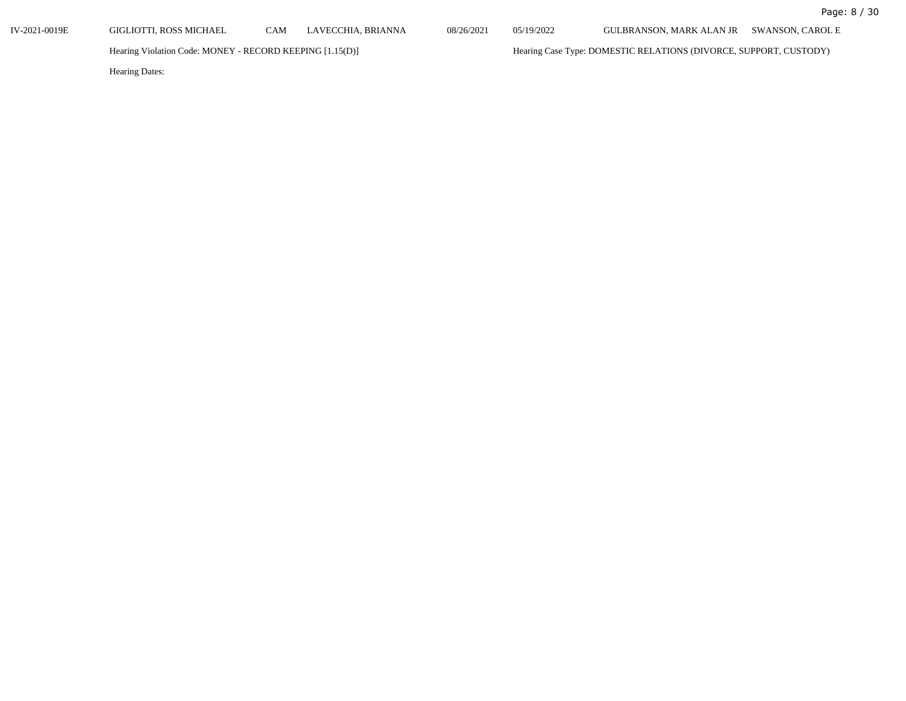| IV-2021-0019E | GIGLIOTTI, ROSS MICHAEL | CAM | LAVECCHIA, BRIANNA | 08/26/2021 | 05/19/2022 | GULBRANSON, MARK ALAN JR | SWANSON, CAROL E |
|---|---|---|---|---|---|---|---|

Hearing Violation Code: MONEY - RECORD KEEPING [1.15(D)]

Hearing Case Type: DOMESTIC RELATIONS (DIVORCE, SUPPORT, CUSTODY)

Hearing Dates: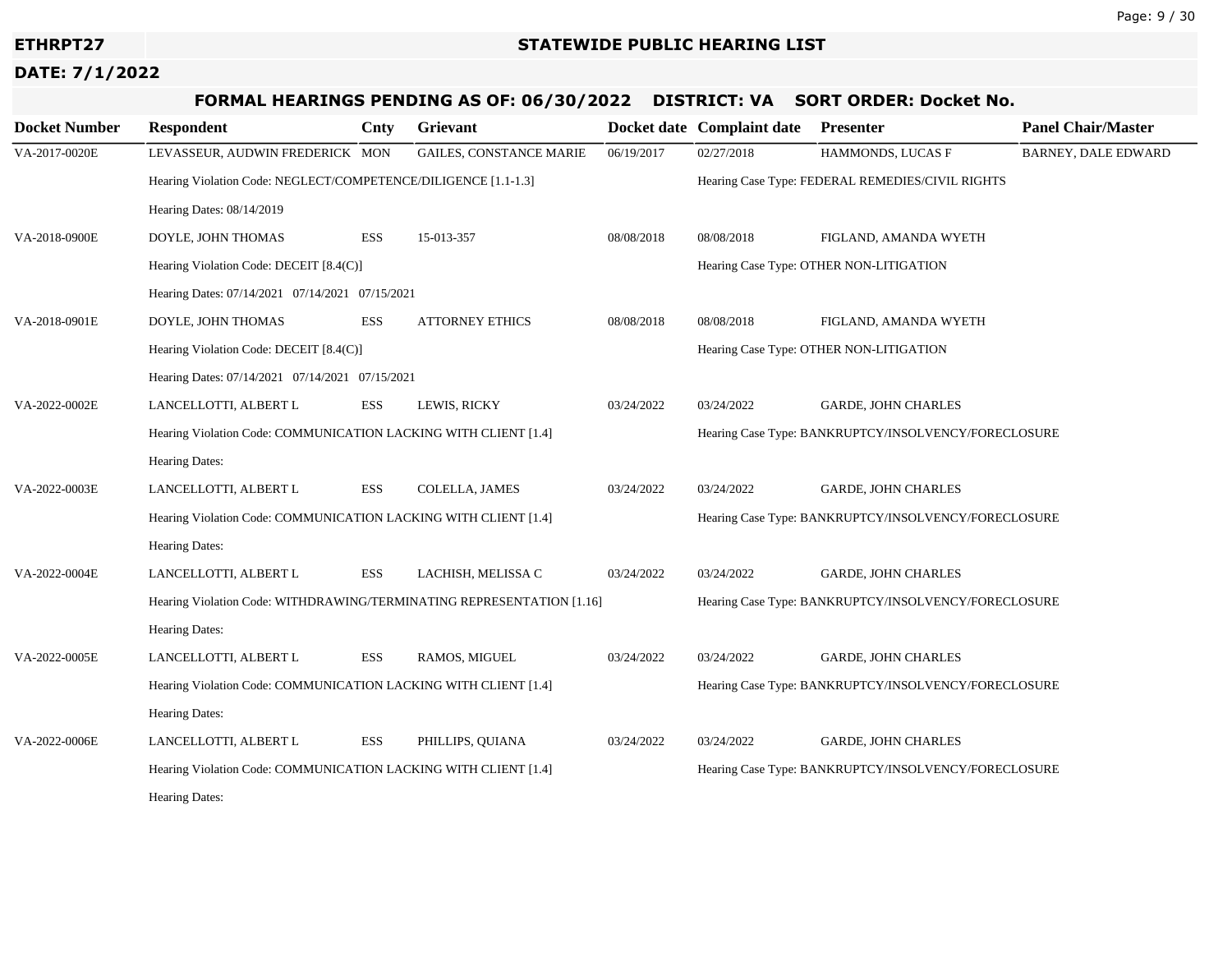**ETHRPT27** — **STATEWIDE PUBLIC HEARING LIST**

**DATE: 7/1/2022**

## FORMAL HEARINGS PENDING AS OF: 06/30/2022 DISTRICT: VA SORT ORDER: Docket No.

| Docket Number | Respondent | Cnty | Grievant | Docket date | Complaint date | Presenter | Panel Chair/Master |
|---|---|---|---|---|---|---|---|
| VA-2017-0020E | LEVASSEUR, AUDWIN FREDERICK | MON | GAILES, CONSTANCE MARIE | 06/19/2017 | 02/27/2018 | HAMMONDS, LUCAS F | BARNEY, DALE EDWARD |
| | Hearing Violation Code: NEGLECT/COMPETENCE/DILIGENCE [1.1-1.3] | | | | Hearing Case Type: FEDERAL REMEDIES/CIVIL RIGHTS | | |
| | Hearing Dates: 08/14/2019 | | | | | | |
| VA-2018-0900E | DOYLE, JOHN THOMAS | ESS | 15-013-357 | 08/08/2018 | 08/08/2018 | FIGLAND, AMANDA WYETH | |
| | Hearing Violation Code: DECEIT [8.4(C)] | | | | Hearing Case Type: OTHER NON-LITIGATION | | |
| | Hearing Dates: 07/14/2021 07/14/2021 07/15/2021 | | | | | | |
| VA-2018-0901E | DOYLE, JOHN THOMAS | ESS | ATTORNEY ETHICS | 08/08/2018 | 08/08/2018 | FIGLAND, AMANDA WYETH | |
| | Hearing Violation Code: DECEIT [8.4(C)] | | | | Hearing Case Type: OTHER NON-LITIGATION | | |
| | Hearing Dates: 07/14/2021 07/14/2021 07/15/2021 | | | | | | |
| VA-2022-0002E | LANCELLOTTI, ALBERT L | ESS | LEWIS, RICKY | 03/24/2022 | 03/24/2022 | GARDE, JOHN CHARLES | |
| | Hearing Violation Code: COMMUNICATION LACKING WITH CLIENT [1.4] | | | | Hearing Case Type: BANKRUPTCY/INSOLVENCY/FORECLOSURE | | |
| | Hearing Dates: | | | | | | |
| VA-2022-0003E | LANCELLOTTI, ALBERT L | ESS | COLELLA, JAMES | 03/24/2022 | 03/24/2022 | GARDE, JOHN CHARLES | |
| | Hearing Violation Code: COMMUNICATION LACKING WITH CLIENT [1.4] | | | | Hearing Case Type: BANKRUPTCY/INSOLVENCY/FORECLOSURE | | |
| | Hearing Dates: | | | | | | |
| VA-2022-0004E | LANCELLOTTI, ALBERT L | ESS | LACHISH, MELISSA C | 03/24/2022 | 03/24/2022 | GARDE, JOHN CHARLES | |
| | Hearing Violation Code: WITHDRAWING/TERMINATING REPRESENTATION [1.16] | | | | Hearing Case Type: BANKRUPTCY/INSOLVENCY/FORECLOSURE | | |
| | Hearing Dates: | | | | | | |
| VA-2022-0005E | LANCELLOTTI, ALBERT L | ESS | RAMOS, MIGUEL | 03/24/2022 | 03/24/2022 | GARDE, JOHN CHARLES | |
| | Hearing Violation Code: COMMUNICATION LACKING WITH CLIENT [1.4] | | | | Hearing Case Type: BANKRUPTCY/INSOLVENCY/FORECLOSURE | | |
| | Hearing Dates: | | | | | | |
| VA-2022-0006E | LANCELLOTTI, ALBERT L | ESS | PHILLIPS, QUIANA | 03/24/2022 | 03/24/2022 | GARDE, JOHN CHARLES | |
| | Hearing Violation Code: COMMUNICATION LACKING WITH CLIENT [1.4] | | | | Hearing Case Type: BANKRUPTCY/INSOLVENCY/FORECLOSURE | | |
| | Hearing Dates: | | | | | | |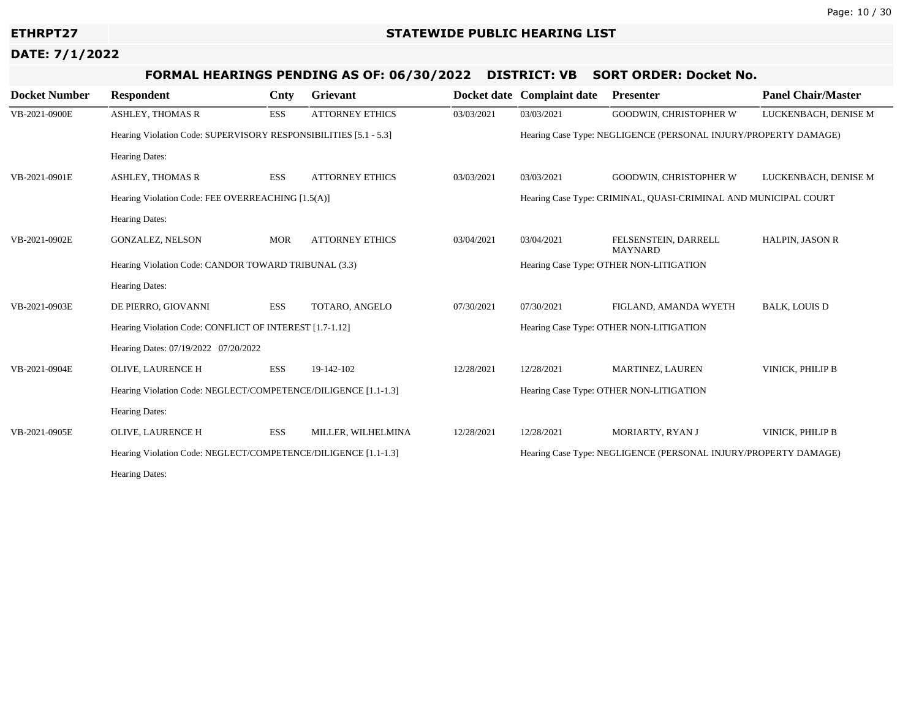ETHRPT27

**STATEWIDE PUBLIC HEARING LIST**

**DATE: 7/1/2022**

**FORMAL HEARINGS PENDING AS OF: 06/30/2022    DISTRICT: VB    SORT ORDER: Docket No.**

| Docket Number | Respondent | Cnty | Grievant | Docket date | Complaint date | Presenter | Panel Chair/Master |
|---|---|---|---|---|---|---|---|
| VB-2021-0900E | ASHLEY, THOMAS R | ESS | ATTORNEY ETHICS | 03/03/2021 | 03/03/2021 | GOODWIN, CHRISTOPHER W | LUCKENBACH, DENISE M |
| | Hearing Violation Code: SUPERVISORY RESPONSIBILITIES [5.1 - 5.3] | | | | Hearing Case Type: NEGLIGENCE (PERSONAL INJURY/PROPERTY DAMAGE) | | |
| | Hearing Dates: | | | | | | |
| VB-2021-0901E | ASHLEY, THOMAS R | ESS | ATTORNEY ETHICS | 03/03/2021 | 03/03/2021 | GOODWIN, CHRISTOPHER W | LUCKENBACH, DENISE M |
| | Hearing Violation Code: FEE OVERREACHING [1.5(A)] | | | | Hearing Case Type: CRIMINAL, QUASI-CRIMINAL AND MUNICIPAL COURT | | |
| | Hearing Dates: | | | | | | |
| VB-2021-0902E | GONZALEZ, NELSON | MOR | ATTORNEY ETHICS | 03/04/2021 | 03/04/2021 | FELSENSTEIN, DARRELL MAYNARD | HALPIN, JASON R |
| | Hearing Violation Code: CANDOR TOWARD TRIBUNAL (3.3) | | | | Hearing Case Type: OTHER NON-LITIGATION | | |
| | Hearing Dates: | | | | | | |
| VB-2021-0903E | DE PIERRO, GIOVANNI | ESS | TOTARO, ANGELO | 07/30/2021 | 07/30/2021 | FIGLAND, AMANDA WYETH | BALK, LOUIS D |
| | Hearing Violation Code: CONFLICT OF INTEREST [1.7-1.12] | | | | Hearing Case Type: OTHER NON-LITIGATION | | |
| | Hearing Dates: 07/19/2022 07/20/2022 | | | | | | |
| VB-2021-0904E | OLIVE, LAURENCE H | ESS | 19-142-102 | 12/28/2021 | 12/28/2021 | MARTINEZ, LAUREN | VINICK, PHILIP B |
| | Hearing Violation Code: NEGLECT/COMPETENCE/DILIGENCE [1.1-1.3] | | | | Hearing Case Type: OTHER NON-LITIGATION | | |
| | Hearing Dates: | | | | | | |
| VB-2021-0905E | OLIVE, LAURENCE H | ESS | MILLER, WILHELMINA | 12/28/2021 | 12/28/2021 | MORIARTY, RYAN J | VINICK, PHILIP B |
| | Hearing Violation Code: NEGLECT/COMPETENCE/DILIGENCE [1.1-1.3] | | | | Hearing Case Type: NEGLIGENCE (PERSONAL INJURY/PROPERTY DAMAGE) | | |
| | Hearing Dates: | | | | | | |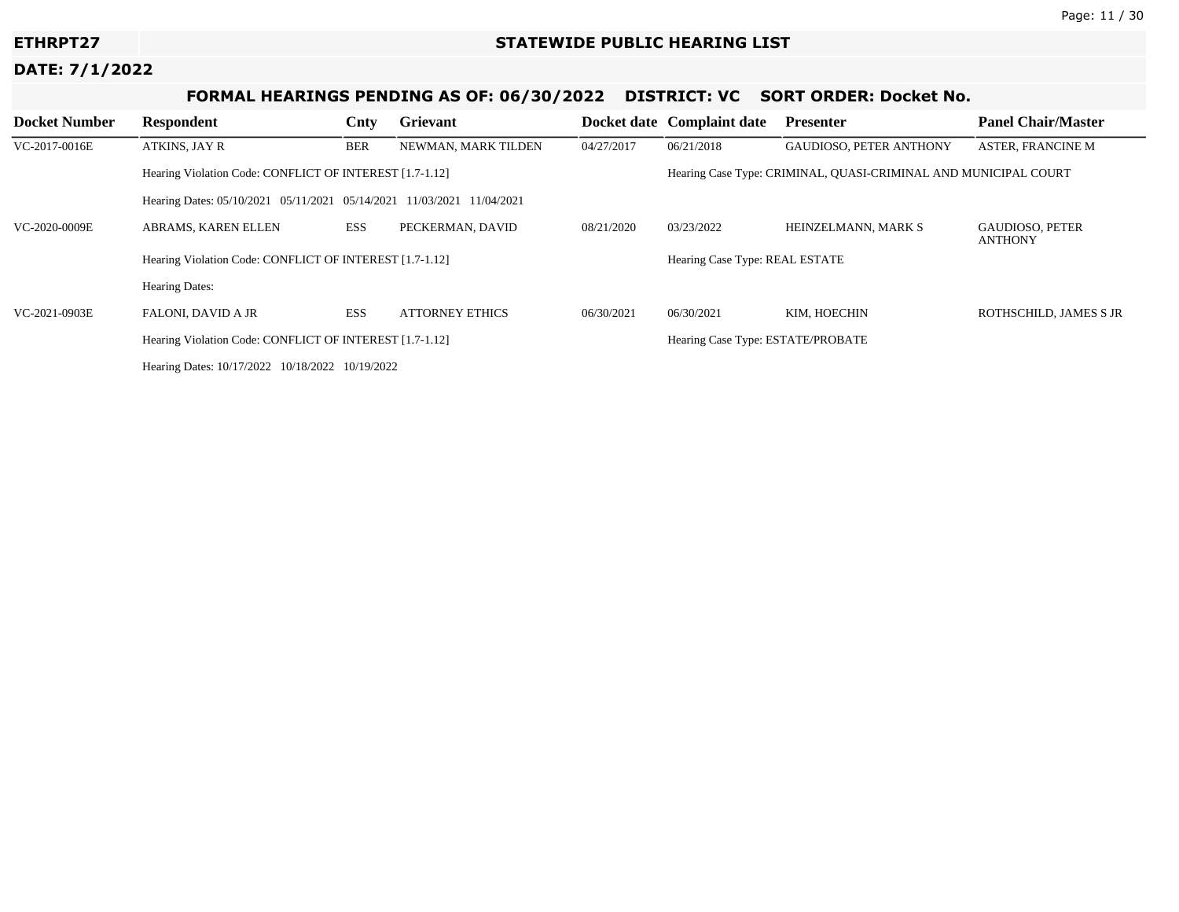**ETHRPT27** | **STATEWIDE PUBLIC HEARING LIST**

**DATE: 7/1/2022**

## FORMAL HEARINGS PENDING AS OF: 06/30/2022 DISTRICT: VC SORT ORDER: Docket No.

| Docket Number | Respondent | Cnty | Grievant | Docket date | Complaint date | Presenter | Panel Chair/Master |
|---|---|---|---|---|---|---|---|
| VC-2017-0016E | ATKINS, JAY R | BER | NEWMAN, MARK TILDEN | 04/27/2017 | 06/21/2018 | GAUDIOSO, PETER ANTHONY | ASTER, FRANCINE M |
| | Hearing Violation Code: CONFLICT OF INTEREST [1.7-1.12] | | | | Hearing Case Type: CRIMINAL, QUASI-CRIMINAL AND MUNICIPAL COURT | | |
| | Hearing Dates: 05/10/2021 05/11/2021 05/14/2021 11/03/2021 11/04/2021 | | | | | | |
| VC-2020-0009E | ABRAMS, KAREN ELLEN | ESS | PECKERMAN, DAVID | 08/21/2020 | 03/23/2022 | HEINZELMANN, MARK S | GAUDIOSO, PETER ANTHONY |
| | Hearing Violation Code: CONFLICT OF INTEREST [1.7-1.12] | | | | Hearing Case Type: REAL ESTATE | | |
| | Hearing Dates: | | | | | | |
| VC-2021-0903E | FALONI, DAVID A JR | ESS | ATTORNEY ETHICS | 06/30/2021 | 06/30/2021 | KIM, HOECHIN | ROTHSCHILD, JAMES S JR |
| | Hearing Violation Code: CONFLICT OF INTEREST [1.7-1.12] | | | | Hearing Case Type: ESTATE/PROBATE | | |
| | Hearing Dates: 10/17/2022 10/18/2022 10/19/2022 | | | | | | |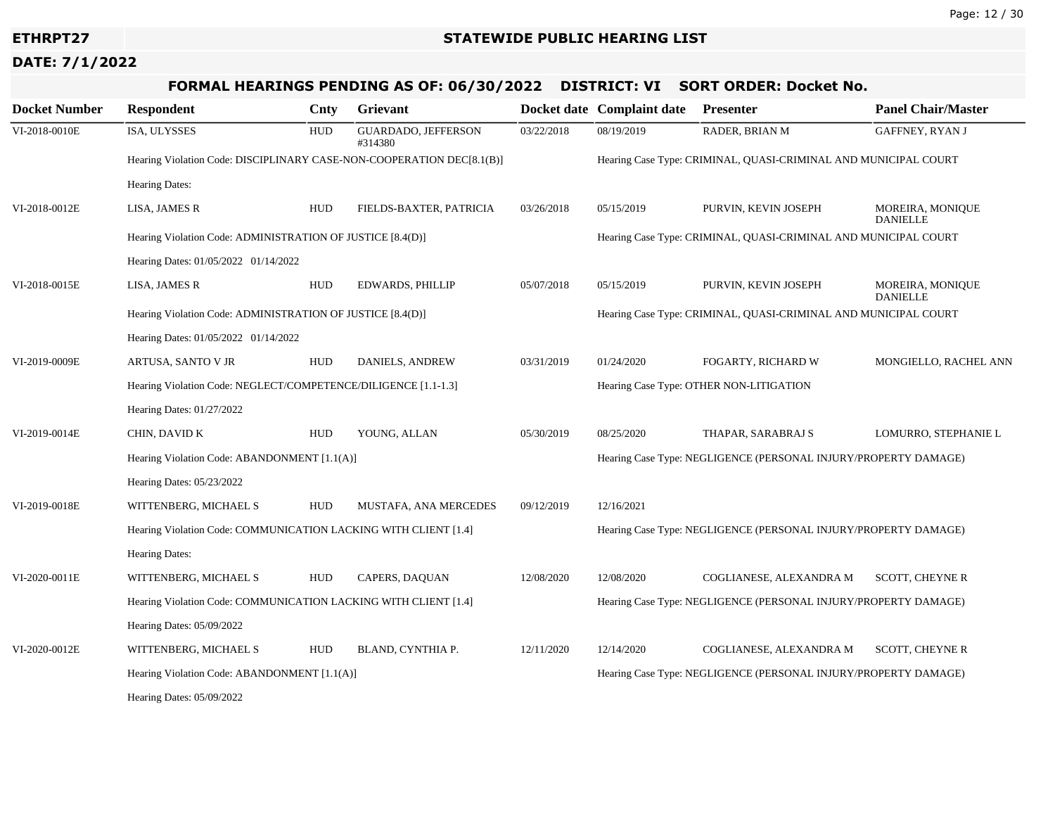**ETHRPT27**

# STATEWIDE PUBLIC HEARING LIST

**DATE: 7/1/2022**

## FORMAL HEARINGS PENDING AS OF: 06/30/2022 DISTRICT: VI SORT ORDER: Docket No.

| Docket Number | Respondent | Cnty | Grievant | Docket date | Complaint date | Presenter | Panel Chair/Master |
|---|---|---|---|---|---|---|---|
| VI-2018-0010E | ISA, ULYSSES | HUD | GUARDADO, JEFFERSON #314380 | 03/22/2018 | 08/19/2019 | RADER, BRIAN M | GAFFNEY, RYAN J |
| | Hearing Violation Code: DISCIPLINARY CASE-NON-COOPERATION DEC[8.1(B)] | | | | Hearing Case Type: CRIMINAL, QUASI-CRIMINAL AND MUNICIPAL COURT | | |
| | Hearing Dates: | | | | | | |
| VI-2018-0012E | LISA, JAMES R | HUD | FIELDS-BAXTER, PATRICIA | 03/26/2018 | 05/15/2019 | PURVIN, KEVIN JOSEPH | MOREIRA, MONIQUE DANIELLE |
| | Hearing Violation Code: ADMINISTRATION OF JUSTICE [8.4(D)] | | | | Hearing Case Type: CRIMINAL, QUASI-CRIMINAL AND MUNICIPAL COURT | | |
| | Hearing Dates: 01/05/2022 01/14/2022 | | | | | | |
| VI-2018-0015E | LISA, JAMES R | HUD | EDWARDS, PHILLIP | 05/07/2018 | 05/15/2019 | PURVIN, KEVIN JOSEPH | MOREIRA, MONIQUE DANIELLE |
| | Hearing Violation Code: ADMINISTRATION OF JUSTICE [8.4(D)] | | | | Hearing Case Type: CRIMINAL, QUASI-CRIMINAL AND MUNICIPAL COURT | | |
| | Hearing Dates: 01/05/2022 01/14/2022 | | | | | | |
| VI-2019-0009E | ARTUSA, SANTO V JR | HUD | DANIELS, ANDREW | 03/31/2019 | 01/24/2020 | FOGARTY, RICHARD W | MONGIELLO, RACHEL ANN |
| | Hearing Violation Code: NEGLECT/COMPETENCE/DILIGENCE [1.1-1.3] | | | | Hearing Case Type: OTHER NON-LITIGATION | | |
| | Hearing Dates: 01/27/2022 | | | | | | |
| VI-2019-0014E | CHIN, DAVID K | HUD | YOUNG, ALLAN | 05/30/2019 | 08/25/2020 | THAPAR, SARABRAJ S | LOMURRO, STEPHANIE L |
| | Hearing Violation Code: ABANDONMENT [1.1(A)] | | | | Hearing Case Type: NEGLIGENCE (PERSONAL INJURY/PROPERTY DAMAGE) | | |
| | Hearing Dates: 05/23/2022 | | | | | | |
| VI-2019-0018E | WITTENBERG, MICHAEL S | HUD | MUSTAFA, ANA MERCEDES | 09/12/2019 | 12/16/2021 | | |
| | Hearing Violation Code: COMMUNICATION LACKING WITH CLIENT [1.4] | | | | Hearing Case Type: NEGLIGENCE (PERSONAL INJURY/PROPERTY DAMAGE) | | |
| | Hearing Dates: | | | | | | |
| VI-2020-0011E | WITTENBERG, MICHAEL S | HUD | CAPERS, DAQUAN | 12/08/2020 | 12/08/2020 | COGLIANESE, ALEXANDRA M | SCOTT, CHEYNE R |
| | Hearing Violation Code: COMMUNICATION LACKING WITH CLIENT [1.4] | | | | Hearing Case Type: NEGLIGENCE (PERSONAL INJURY/PROPERTY DAMAGE) | | |
| | Hearing Dates: 05/09/2022 | | | | | | |
| VI-2020-0012E | WITTENBERG, MICHAEL S | HUD | BLAND, CYNTHIA P. | 12/11/2020 | 12/14/2020 | COGLIANESE, ALEXANDRA M | SCOTT, CHEYNE R |
| | Hearing Violation Code: ABANDONMENT [1.1(A)] | | | | Hearing Case Type: NEGLIGENCE (PERSONAL INJURY/PROPERTY DAMAGE) | | |
| | Hearing Dates: 05/09/2022 | | | | | | |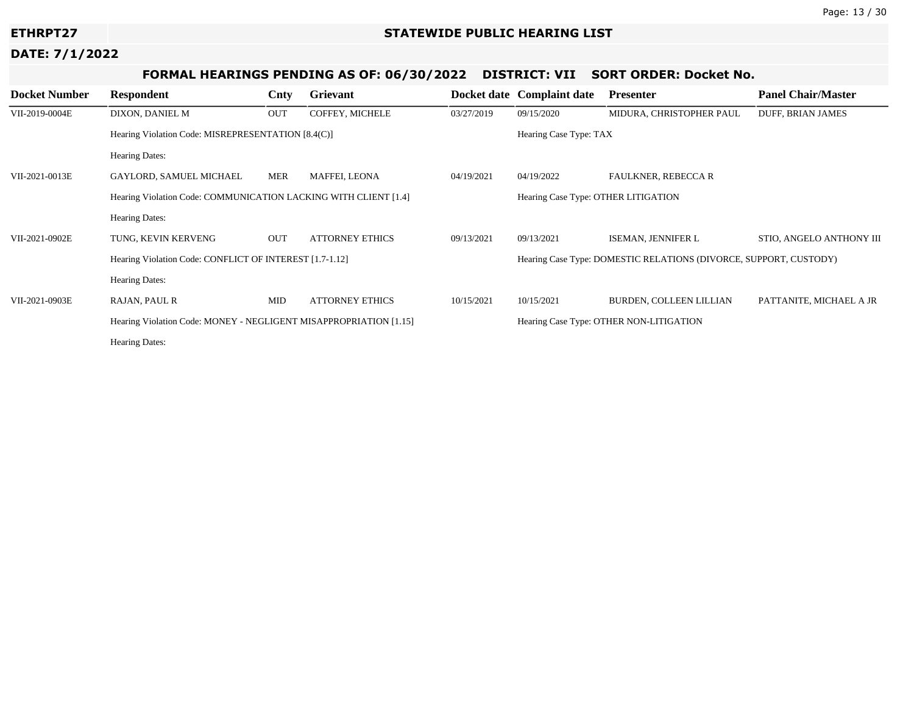**ETHRPT27** — **STATEWIDE PUBLIC HEARING LIST**

**DATE: 7/1/2022**

## FORMAL HEARINGS PENDING AS OF: 06/30/2022 DISTRICT: VII SORT ORDER: Docket No.

| Docket Number | Respondent | Cnty | Grievant | Docket date | Complaint date | Presenter | Panel Chair/Master |
|---|---|---|---|---|---|---|---|
| VII-2019-0004E | DIXON, DANIEL M | OUT | COFFEY, MICHELE | 03/27/2019 | 09/15/2020 | MIDURA, CHRISTOPHER PAUL | DUFF, BRIAN JAMES |
| | Hearing Violation Code: MISREPRESENTATION [8.4(C)] | | | | Hearing Case Type: TAX | | |
| | Hearing Dates: | | | | | | |
| VII-2021-0013E | GAYLORD, SAMUEL MICHAEL | MER | MAFFEI, LEONA | 04/19/2021 | 04/19/2022 | FAULKNER, REBECCA R | |
| | Hearing Violation Code: COMMUNICATION LACKING WITH CLIENT [1.4] | | | | Hearing Case Type: OTHER LITIGATION | | |
| | Hearing Dates: | | | | | | |
| VII-2021-0902E | TUNG, KEVIN KERVENG | OUT | ATTORNEY ETHICS | 09/13/2021 | 09/13/2021 | ISEMAN, JENNIFER L | STIO, ANGELO ANTHONY III |
| | Hearing Violation Code: CONFLICT OF INTEREST [1.7-1.12] | | | | Hearing Case Type: DOMESTIC RELATIONS (DIVORCE, SUPPORT, CUSTODY) | | |
| | Hearing Dates: | | | | | | |
| VII-2021-0903E | RAJAN, PAUL R | MID | ATTORNEY ETHICS | 10/15/2021 | 10/15/2021 | BURDEN, COLLEEN LILLIAN | PATTANITE, MICHAEL A JR |
| | Hearing Violation Code: MONEY - NEGLIGENT MISAPPROPRIATION [1.15] | | | | Hearing Case Type: OTHER NON-LITIGATION | | |
| | Hearing Dates: | | | | | | |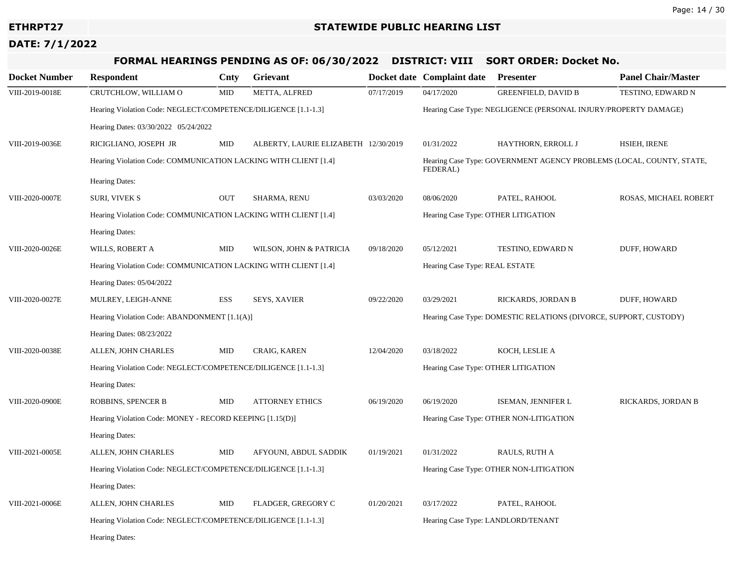ETHRPT27

## STATEWIDE PUBLIC HEARING LIST

**DATE: 7/1/2022**

### FORMAL HEARINGS PENDING AS OF: 06/30/2022 DISTRICT: VIII SORT ORDER: Docket No.

| Docket Number | Respondent | Cnty | Grievant | Docket date | Complaint date | Presenter | Panel Chair/Master |
|---|---|---|---|---|---|---|---|
| VIII-2019-0018E | CRUTCHLOW, WILLIAM O | MID | METTA, ALFRED | 07/17/2019 | 04/17/2020 | GREENFIELD, DAVID B | TESTINO, EDWARD N |
| | Hearing Violation Code: NEGLECT/COMPETENCE/DILIGENCE [1.1-1.3] | | | | Hearing Case Type: NEGLIGENCE (PERSONAL INJURY/PROPERTY DAMAGE) | | |
| | Hearing Dates: 03/30/2022 05/24/2022 | | | | | | |
| VIII-2019-0036E | RICIGLIANO, JOSEPH JR | MID | ALBERTY, LAURIE ELIZABETH | 12/30/2019 | 01/31/2022 | HAYTHORN, ERROLL J | HSIEH, IRENE |
| | Hearing Violation Code: COMMUNICATION LACKING WITH CLIENT [1.4] | | | | Hearing Case Type: GOVERNMENT AGENCY PROBLEMS (LOCAL, COUNTY, STATE, FEDERAL) | | |
| | Hearing Dates: | | | | | | |
| VIII-2020-0007E | SURI, VIVEK S | OUT | SHARMA, RENU | 03/03/2020 | 08/06/2020 | PATEL, RAHOOL | ROSAS, MICHAEL ROBERT |
| | Hearing Violation Code: COMMUNICATION LACKING WITH CLIENT [1.4] | | | | Hearing Case Type: OTHER LITIGATION | | |
| | Hearing Dates: | | | | | | |
| VIII-2020-0026E | WILLS, ROBERT A | MID | WILSON, JOHN & PATRICIA | 09/18/2020 | 05/12/2021 | TESTINO, EDWARD N | DUFF, HOWARD |
| | Hearing Violation Code: COMMUNICATION LACKING WITH CLIENT [1.4] | | | | Hearing Case Type: REAL ESTATE | | |
| | Hearing Dates: 05/04/2022 | | | | | | |
| VIII-2020-0027E | MULREY, LEIGH-ANNE | ESS | SEYS, XAVIER | 09/22/2020 | 03/29/2021 | RICKARDS, JORDAN B | DUFF, HOWARD |
| | Hearing Violation Code: ABANDONMENT [1.1(A)] | | | | Hearing Case Type: DOMESTIC RELATIONS (DIVORCE, SUPPORT, CUSTODY) | | |
| | Hearing Dates: 08/23/2022 | | | | | | |
| VIII-2020-0038E | ALLEN, JOHN CHARLES | MID | CRAIG, KAREN | 12/04/2020 | 03/18/2022 | KOCH, LESLIE A | |
| | Hearing Violation Code: NEGLECT/COMPETENCE/DILIGENCE [1.1-1.3] | | | | Hearing Case Type: OTHER LITIGATION | | |
| | Hearing Dates: | | | | | | |
| VIII-2020-0900E | ROBBINS, SPENCER B | MID | ATTORNEY ETHICS | 06/19/2020 | 06/19/2020 | ISEMAN, JENNIFER L | RICKARDS, JORDAN B |
| | Hearing Violation Code: MONEY - RECORD KEEPING [1.15(D)] | | | | Hearing Case Type: OTHER NON-LITIGATION | | |
| | Hearing Dates: | | | | | | |
| VIII-2021-0005E | ALLEN, JOHN CHARLES | MID | AFYOUNI, ABDUL SADDIK | 01/19/2021 | 01/31/2022 | RAULS, RUTH A | |
| | Hearing Violation Code: NEGLECT/COMPETENCE/DILIGENCE [1.1-1.3] | | | | Hearing Case Type: OTHER NON-LITIGATION | | |
| | Hearing Dates: | | | | | | |
| VIII-2021-0006E | ALLEN, JOHN CHARLES | MID | FLADGER, GREGORY C | 01/20/2021 | 03/17/2022 | PATEL, RAHOOL | |
| | Hearing Violation Code: NEGLECT/COMPETENCE/DILIGENCE [1.1-1.3] | | | | Hearing Case Type: LANDLORD/TENANT | | |
| | Hearing Dates: | | | | | | |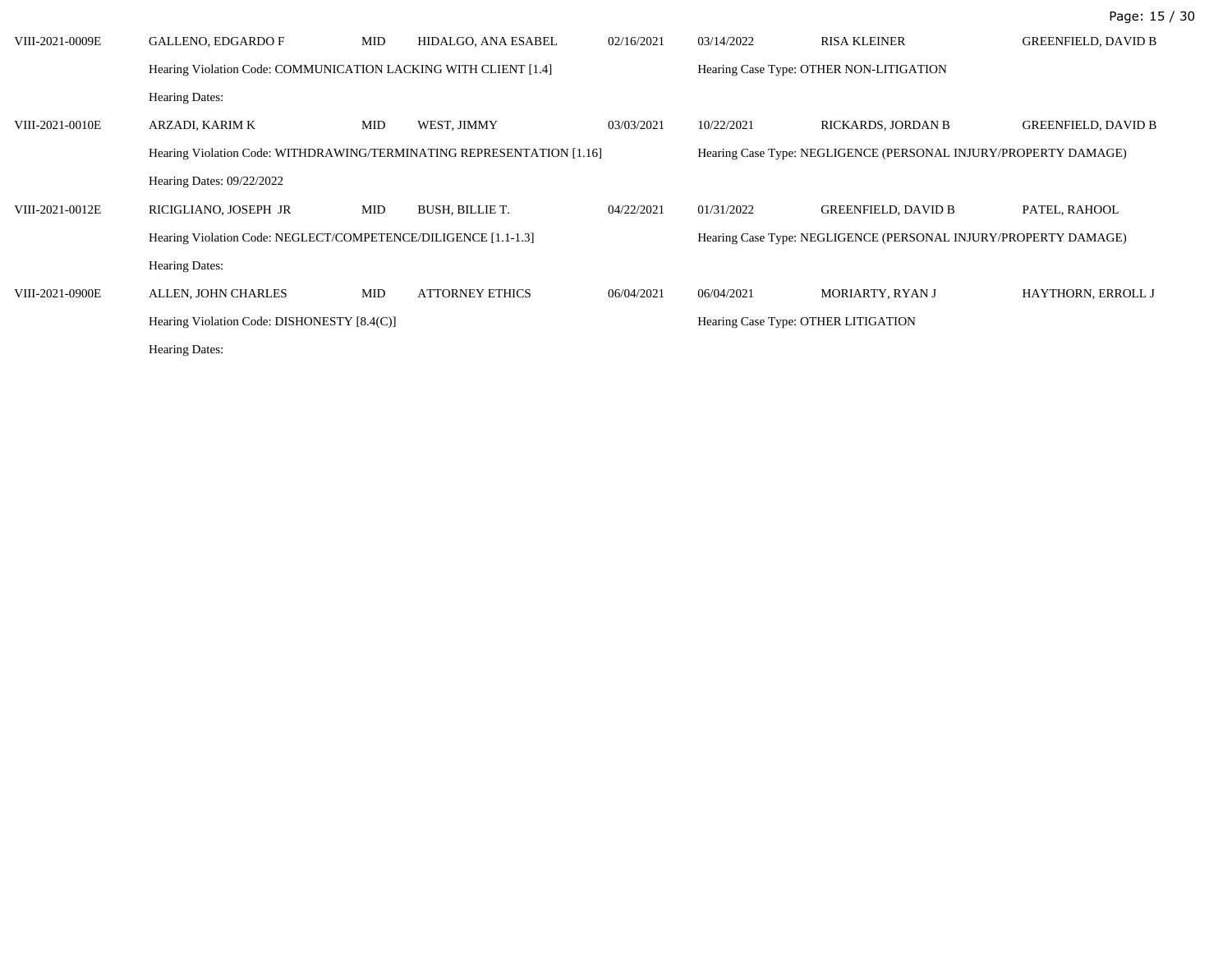| | | | | | | | |
|---|---|---|---|---|---|---|---|
| VIII-2021-0009E | GALLENO, EDGARDO F | MID | HIDALGO, ANA ESABEL | 02/16/2021 | 03/14/2022 | RISA KLEINER | GREENFIELD, DAVID B |
| | Hearing Violation Code: COMMUNICATION LACKING WITH CLIENT [1.4] | | | | Hearing Case Type: OTHER NON-LITIGATION | | |
| | Hearing Dates: | | | | | | |
| VIII-2021-0010E | ARZADI, KARIM K | MID | WEST, JIMMY | 03/03/2021 | 10/22/2021 | RICKARDS, JORDAN B | GREENFIELD, DAVID B |
| | Hearing Violation Code: WITHDRAWING/TERMINATING REPRESENTATION [1.16] | | | | Hearing Case Type: NEGLIGENCE (PERSONAL INJURY/PROPERTY DAMAGE) | | |
| | Hearing Dates: 09/22/2022 | | | | | | |
| VIII-2021-0012E | RICIGLIANO, JOSEPH JR | MID | BUSH, BILLIE T. | 04/22/2021 | 01/31/2022 | GREENFIELD, DAVID B | PATEL, RAHOOL |
| | Hearing Violation Code: NEGLECT/COMPETENCE/DILIGENCE [1.1-1.3] | | | | Hearing Case Type: NEGLIGENCE (PERSONAL INJURY/PROPERTY DAMAGE) | | |
| | Hearing Dates: | | | | | | |
| VIII-2021-0900E | ALLEN, JOHN CHARLES | MID | ATTORNEY ETHICS | 06/04/2021 | 06/04/2021 | MORIARTY, RYAN J | HAYTHORN, ERROLL J |
| | Hearing Violation Code: DISHONESTY [8.4(C)] | | | | Hearing Case Type: OTHER LITIGATION | | |
| | Hearing Dates: | | | | | | |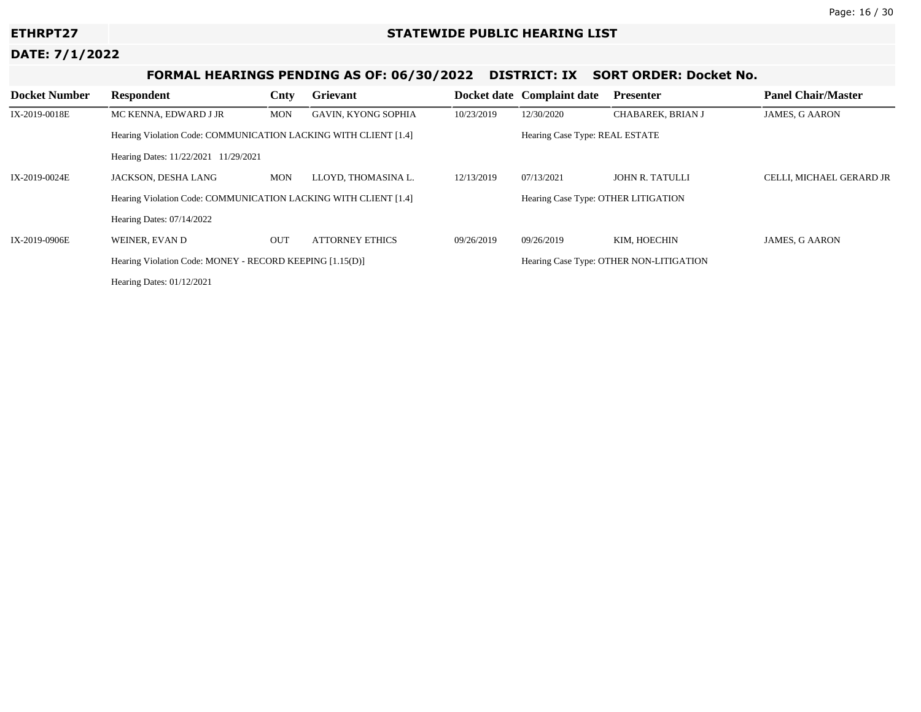**ETHRPT27** — **STATEWIDE PUBLIC HEARING LIST**

**DATE: 7/1/2022**

## FORMAL HEARINGS PENDING AS OF: 06/30/2022 DISTRICT: IX SORT ORDER: Docket No.

| Docket Number | Respondent | Cnty | Grievant | Docket date | Complaint date | Presenter | Panel Chair/Master |
|---|---|---|---|---|---|---|---|
| IX-2019-0018E | MC KENNA, EDWARD J JR | MON | GAVIN, KYONG SOPHIA | 10/23/2019 | 12/30/2020 | CHABAREK, BRIAN J | JAMES, G AARON |
| | Hearing Violation Code: COMMUNICATION LACKING WITH CLIENT [1.4] | | | | Hearing Case Type: REAL ESTATE | | |
| | Hearing Dates: 11/22/2021 11/29/2021 | | | | | | |
| IX-2019-0024E | JACKSON, DESHA LANG | MON | LLOYD, THOMASINA L. | 12/13/2019 | 07/13/2021 | JOHN R. TATULLI | CELLI, MICHAEL GERARD JR |
| | Hearing Violation Code: COMMUNICATION LACKING WITH CLIENT [1.4] | | | | Hearing Case Type: OTHER LITIGATION | | |
| | Hearing Dates: 07/14/2022 | | | | | | |
| IX-2019-0906E | WEINER, EVAN D | OUT | ATTORNEY ETHICS | 09/26/2019 | 09/26/2019 | KIM, HOECHIN | JAMES, G AARON |
| | Hearing Violation Code: MONEY - RECORD KEEPING [1.15(D)] | | | | Hearing Case Type: OTHER NON-LITIGATION | | |
| | Hearing Dates: 01/12/2021 | | | | | | |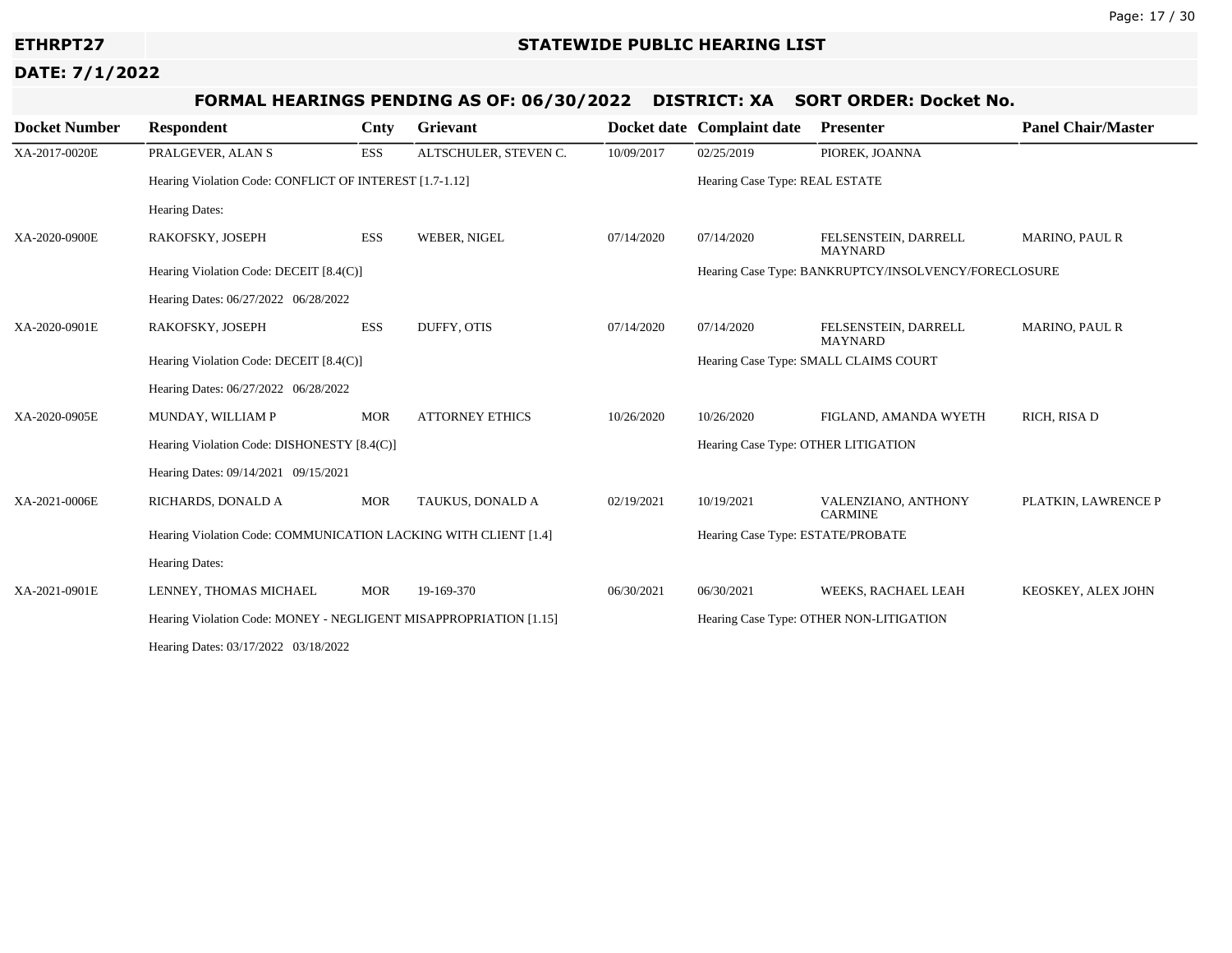**ETHRPT27** — **STATEWIDE PUBLIC HEARING LIST**

**DATE: 7/1/2022**

## FORMAL HEARINGS PENDING AS OF: 06/30/2022 DISTRICT: XA SORT ORDER: Docket No.

| Docket Number | Respondent | Cnty | Grievant | Docket date | Complaint date | Presenter | Panel Chair/Master |
|---|---|---|---|---|---|---|---|
| XA-2017-0020E | PRALGEVER, ALAN S | ESS | ALTSCHULER, STEVEN C. | 10/09/2017 | 02/25/2019 | PIOREK, JOANNA | |
| | Hearing Violation Code: CONFLICT OF INTEREST [1.7-1.12] | | | | Hearing Case Type: REAL ESTATE | | |
| | Hearing Dates: | | | | | | |
| XA-2020-0900E | RAKOFSKY, JOSEPH | ESS | WEBER, NIGEL | 07/14/2020 | 07/14/2020 | FELSENSTEIN, DARRELL MAYNARD | MARINO, PAUL R |
| | Hearing Violation Code: DECEIT [8.4(C)] | | | | Hearing Case Type: BANKRUPTCY/INSOLVENCY/FORECLOSURE | | |
| | Hearing Dates: 06/27/2022 06/28/2022 | | | | | | |
| XA-2020-0901E | RAKOFSKY, JOSEPH | ESS | DUFFY, OTIS | 07/14/2020 | 07/14/2020 | FELSENSTEIN, DARRELL MAYNARD | MARINO, PAUL R |
| | Hearing Violation Code: DECEIT [8.4(C)] | | | | Hearing Case Type: SMALL CLAIMS COURT | | |
| | Hearing Dates: 06/27/2022 06/28/2022 | | | | | | |
| XA-2020-0905E | MUNDAY, WILLIAM P | MOR | ATTORNEY ETHICS | 10/26/2020 | 10/26/2020 | FIGLAND, AMANDA WYETH | RICH, RISA D |
| | Hearing Violation Code: DISHONESTY [8.4(C)] | | | | Hearing Case Type: OTHER LITIGATION | | |
| | Hearing Dates: 09/14/2021 09/15/2021 | | | | | | |
| XA-2021-0006E | RICHARDS, DONALD A | MOR | TAUKUS, DONALD A | 02/19/2021 | 10/19/2021 | VALENZIANO, ANTHONY CARMINE | PLATKIN, LAWRENCE P |
| | Hearing Violation Code: COMMUNICATION LACKING WITH CLIENT [1.4] | | | | Hearing Case Type: ESTATE/PROBATE | | |
| | Hearing Dates: | | | | | | |
| XA-2021-0901E | LENNEY, THOMAS MICHAEL | MOR | 19-169-370 | 06/30/2021 | 06/30/2021 | WEEKS, RACHAEL LEAH | KEOSKEY, ALEX JOHN |
| | Hearing Violation Code: MONEY - NEGLIGENT MISAPPROPRIATION [1.15] | | | | Hearing Case Type: OTHER NON-LITIGATION | | |
| | Hearing Dates: 03/17/2022 03/18/2022 | | | | | | |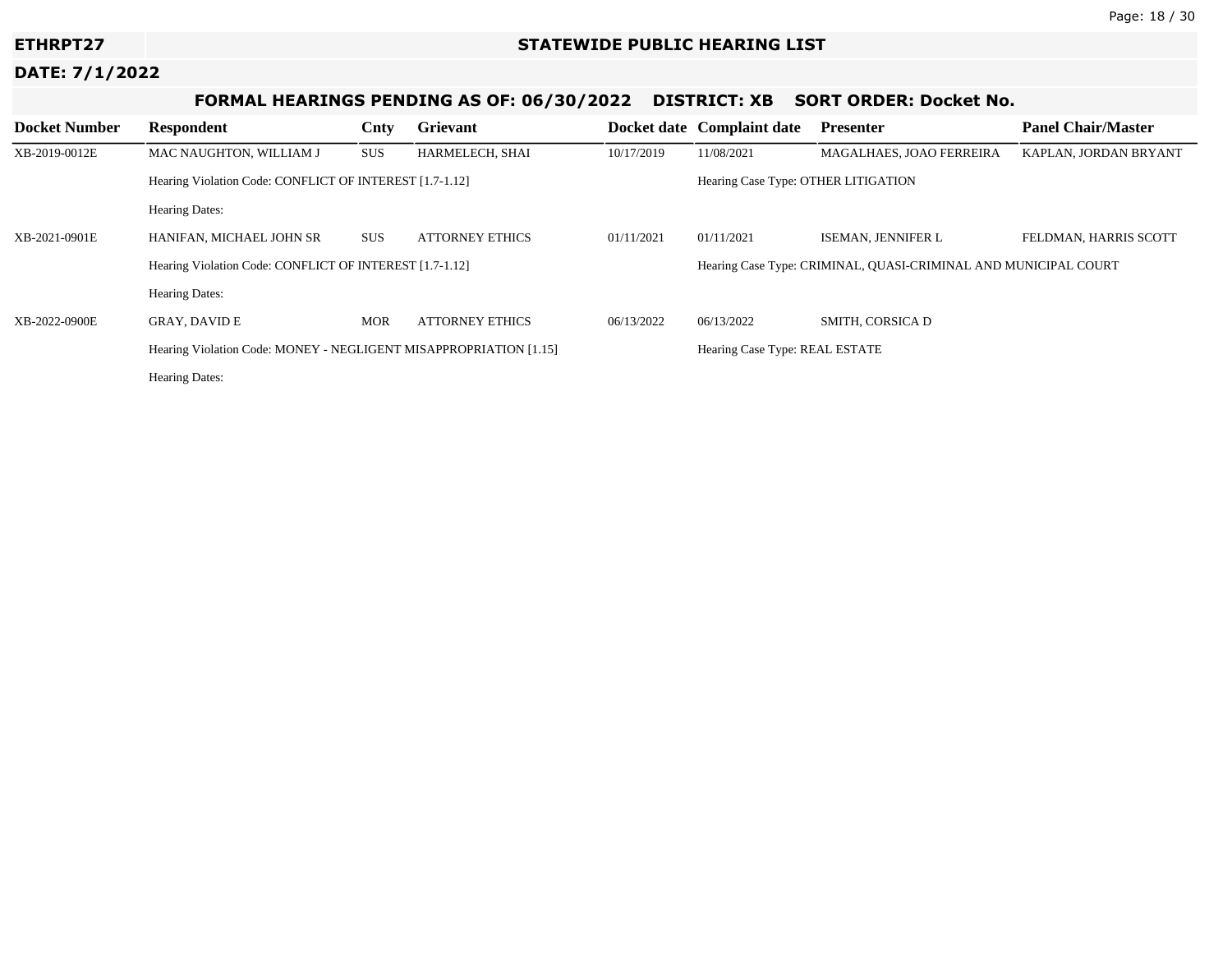**ETHRPT27** | **STATEWIDE PUBLIC HEARING LIST**

**DATE: 7/1/2022**

## FORMAL HEARINGS PENDING AS OF: 06/30/2022 DISTRICT: XB SORT ORDER: Docket No.

| Docket Number | Respondent | Cnty | Grievant | Docket date | Complaint date | Presenter | Panel Chair/Master |
|---|---|---|---|---|---|---|---|
| XB-2019-0012E | MAC NAUGHTON, WILLIAM J | SUS | HARMELECH, SHAI | 10/17/2019 | 11/08/2021 | MAGALHAES, JOAO FERREIRA | KAPLAN, JORDAN BRYANT |
| | Hearing Violation Code: CONFLICT OF INTEREST [1.7-1.12] | | | | Hearing Case Type: OTHER LITIGATION | | |
| | Hearing Dates: | | | | | | |
| XB-2021-0901E | HANIFAN, MICHAEL JOHN SR | SUS | ATTORNEY ETHICS | 01/11/2021 | 01/11/2021 | ISEMAN, JENNIFER L | FELDMAN, HARRIS SCOTT |
| | Hearing Violation Code: CONFLICT OF INTEREST [1.7-1.12] | | | | Hearing Case Type: CRIMINAL, QUASI-CRIMINAL AND MUNICIPAL COURT | | |
| | Hearing Dates: | | | | | | |
| XB-2022-0900E | GRAY, DAVID E | MOR | ATTORNEY ETHICS | 06/13/2022 | 06/13/2022 | SMITH, CORSICA D | |
| | Hearing Violation Code: MONEY - NEGLIGENT MISAPPROPRIATION [1.15] | | | | Hearing Case Type: REAL ESTATE | | |
| | Hearing Dates: | | | | | | |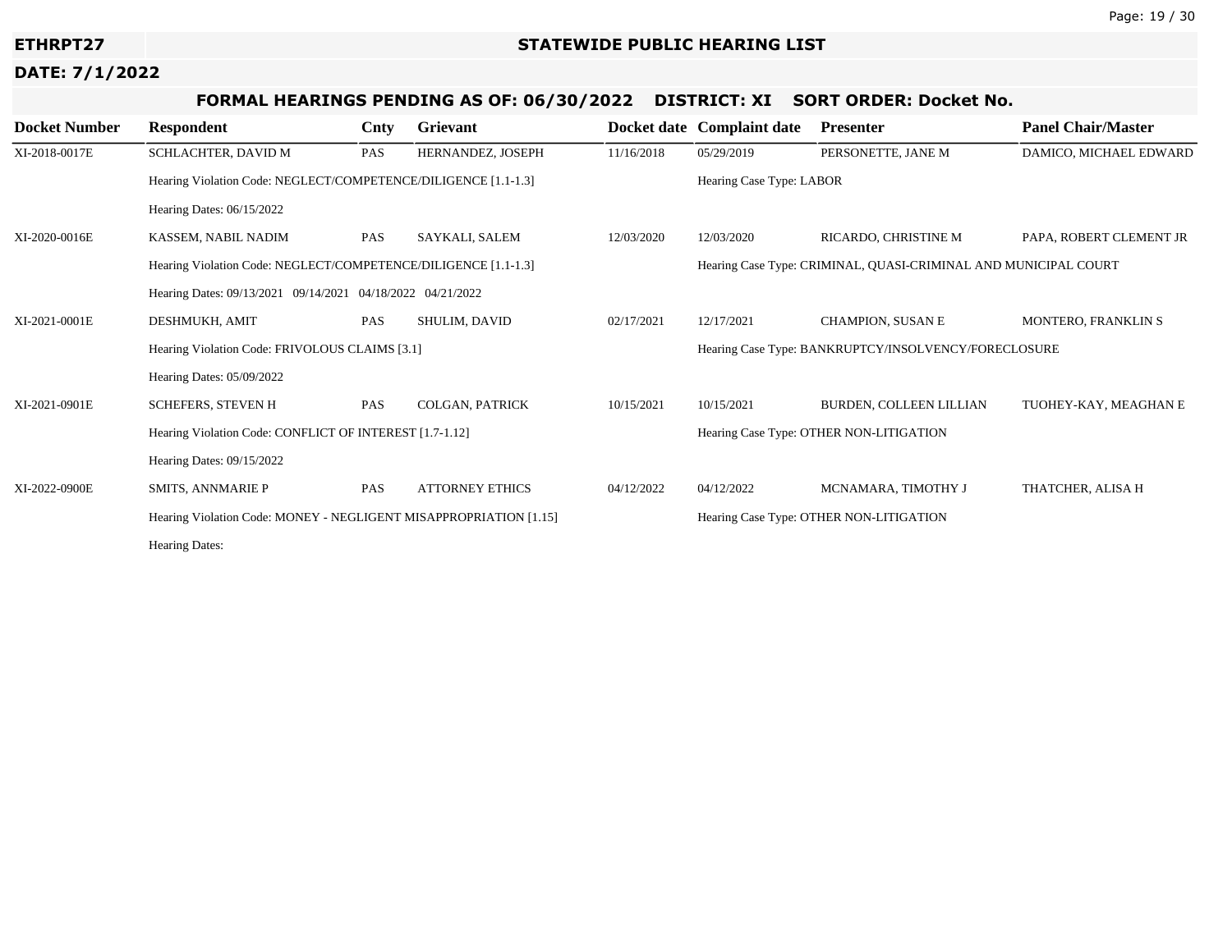**ETHRPT27** — **STATEWIDE PUBLIC HEARING LIST**

**DATE: 7/1/2022**

## FORMAL HEARINGS PENDING AS OF: 06/30/2022 DISTRICT: XI SORT ORDER: Docket No.

| Docket Number | Respondent | Cnty | Grievant | Docket date | Complaint date | Presenter | Panel Chair/Master |
|---|---|---|---|---|---|---|---|
| XI-2018-0017E | SCHLACHTER, DAVID M | PAS | HERNANDEZ, JOSEPH | 11/16/2018 | 05/29/2019 | PERSONETTE, JANE M | DAMICO, MICHAEL EDWARD |
| | Hearing Violation Code: NEGLECT/COMPETENCE/DILIGENCE [1.1-1.3] | | | | Hearing Case Type: LABOR | | |
| | Hearing Dates: 06/15/2022 | | | | | | |
| XI-2020-0016E | KASSEM, NABIL NADIM | PAS | SAYKALI, SALEM | 12/03/2020 | 12/03/2020 | RICARDO, CHRISTINE M | PAPA, ROBERT CLEMENT JR |
| | Hearing Violation Code: NEGLECT/COMPETENCE/DILIGENCE [1.1-1.3] | | | | Hearing Case Type: CRIMINAL, QUASI-CRIMINAL AND MUNICIPAL COURT | | |
| | Hearing Dates: 09/13/2021 09/14/2021 04/18/2022 04/21/2022 | | | | | | |
| XI-2021-0001E | DESHMUKH, AMIT | PAS | SHULIM, DAVID | 02/17/2021 | 12/17/2021 | CHAMPION, SUSAN E | MONTERO, FRANKLIN S |
| | Hearing Violation Code: FRIVOLOUS CLAIMS [3.1] | | | | Hearing Case Type: BANKRUPTCY/INSOLVENCY/FORECLOSURE | | |
| | Hearing Dates: 05/09/2022 | | | | | | |
| XI-2021-0901E | SCHEFERS, STEVEN H | PAS | COLGAN, PATRICK | 10/15/2021 | 10/15/2021 | BURDEN, COLLEEN LILLIAN | TUOHEY-KAY, MEAGHAN E |
| | Hearing Violation Code: CONFLICT OF INTEREST [1.7-1.12] | | | | Hearing Case Type: OTHER NON-LITIGATION | | |
| | Hearing Dates: 09/15/2022 | | | | | | |
| XI-2022-0900E | SMITS, ANNMARIE P | PAS | ATTORNEY ETHICS | 04/12/2022 | 04/12/2022 | MCNAMARA, TIMOTHY J | THATCHER, ALISA H |
| | Hearing Violation Code: MONEY - NEGLIGENT MISAPPROPRIATION [1.15] | | | | Hearing Case Type: OTHER NON-LITIGATION | | |
| | Hearing Dates: | | | | | | |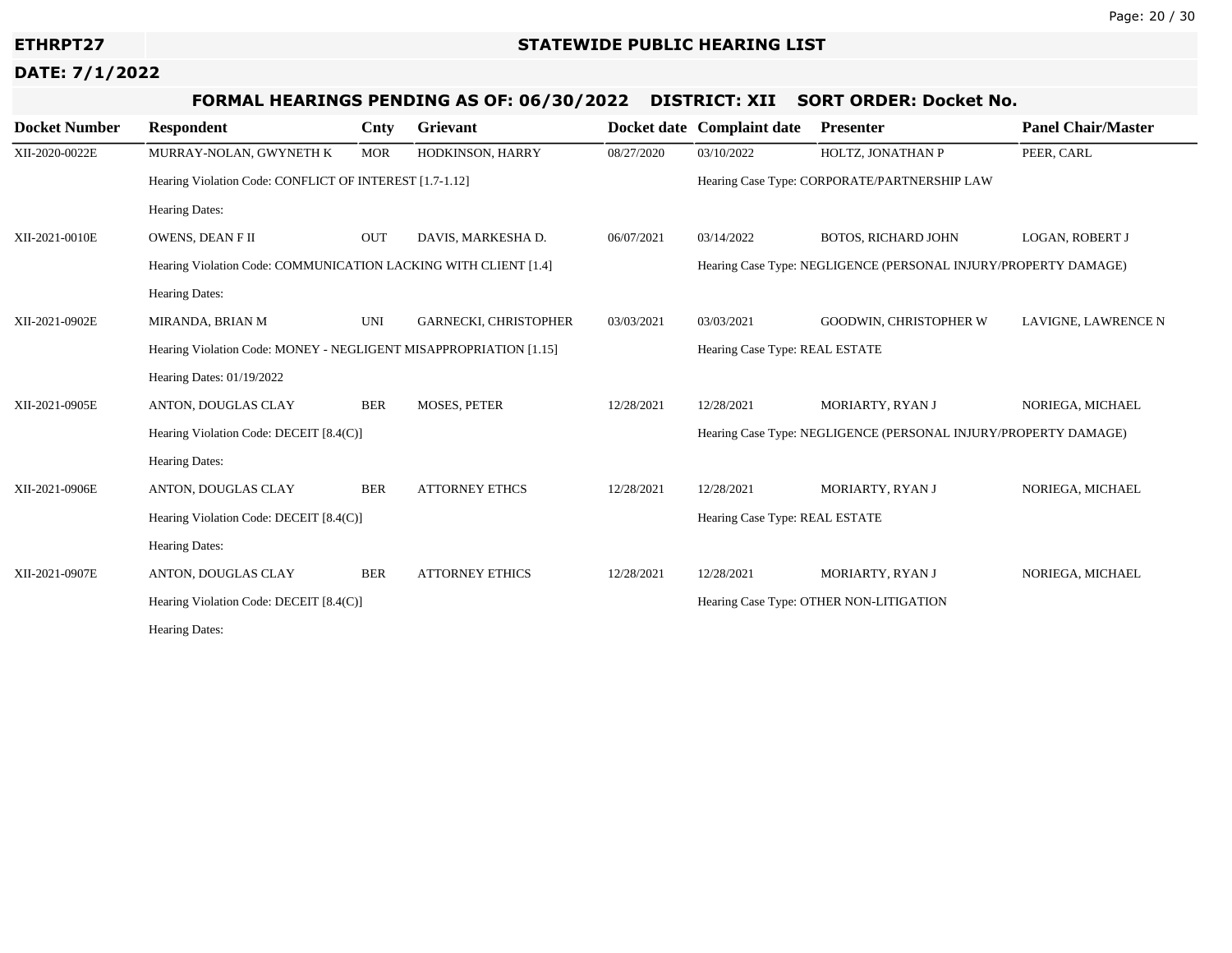ETHRPT27

## STATEWIDE PUBLIC HEARING LIST

DATE: 7/1/2022

### FORMAL HEARINGS PENDING AS OF: 06/30/2022 DISTRICT: XII SORT ORDER: Docket No.

| Docket Number | Respondent | Cnty | Grievant | Docket date | Complaint date | Presenter | Panel Chair/Master |
|---|---|---|---|---|---|---|---|
| XII-2020-0022E | MURRAY-NOLAN, GWYNETH K | MOR | HODKINSON, HARRY | 08/27/2020 | 03/10/2022 | HOLTZ, JONATHAN P | PEER, CARL |
| | Hearing Violation Code: CONFLICT OF INTEREST [1.7-1.12] | | | | Hearing Case Type: CORPORATE/PARTNERSHIP LAW | | |
| | Hearing Dates: | | | | | | |
| XII-2021-0010E | OWENS, DEAN F II | OUT | DAVIS, MARKESHA D. | 06/07/2021 | 03/14/2022 | BOTOS, RICHARD JOHN | LOGAN, ROBERT J |
| | Hearing Violation Code: COMMUNICATION LACKING WITH CLIENT [1.4] | | | | Hearing Case Type: NEGLIGENCE (PERSONAL INJURY/PROPERTY DAMAGE) | | |
| | Hearing Dates: | | | | | | |
| XII-2021-0902E | MIRANDA, BRIAN M | UNI | GARNECKI, CHRISTOPHER | 03/03/2021 | 03/03/2021 | GOODWIN, CHRISTOPHER W | LAVIGNE, LAWRENCE N |
| | Hearing Violation Code: MONEY - NEGLIGENT MISAPPROPRIATION [1.15] | | | | Hearing Case Type: REAL ESTATE | | |
| | Hearing Dates: 01/19/2022 | | | | | | |
| XII-2021-0905E | ANTON, DOUGLAS CLAY | BER | MOSES, PETER | 12/28/2021 | 12/28/2021 | MORIARTY, RYAN J | NORIEGA, MICHAEL |
| | Hearing Violation Code: DECEIT [8.4(C)] | | | | Hearing Case Type: NEGLIGENCE (PERSONAL INJURY/PROPERTY DAMAGE) | | |
| | Hearing Dates: | | | | | | |
| XII-2021-0906E | ANTON, DOUGLAS CLAY | BER | ATTORNEY ETHCS | 12/28/2021 | 12/28/2021 | MORIARTY, RYAN J | NORIEGA, MICHAEL |
| | Hearing Violation Code: DECEIT [8.4(C)] | | | | Hearing Case Type: REAL ESTATE | | |
| | Hearing Dates: | | | | | | |
| XII-2021-0907E | ANTON, DOUGLAS CLAY | BER | ATTORNEY ETHICS | 12/28/2021 | 12/28/2021 | MORIARTY, RYAN J | NORIEGA, MICHAEL |
| | Hearing Violation Code: DECEIT [8.4(C)] | | | | Hearing Case Type: OTHER NON-LITIGATION | | |
| | Hearing Dates: | | | | | | |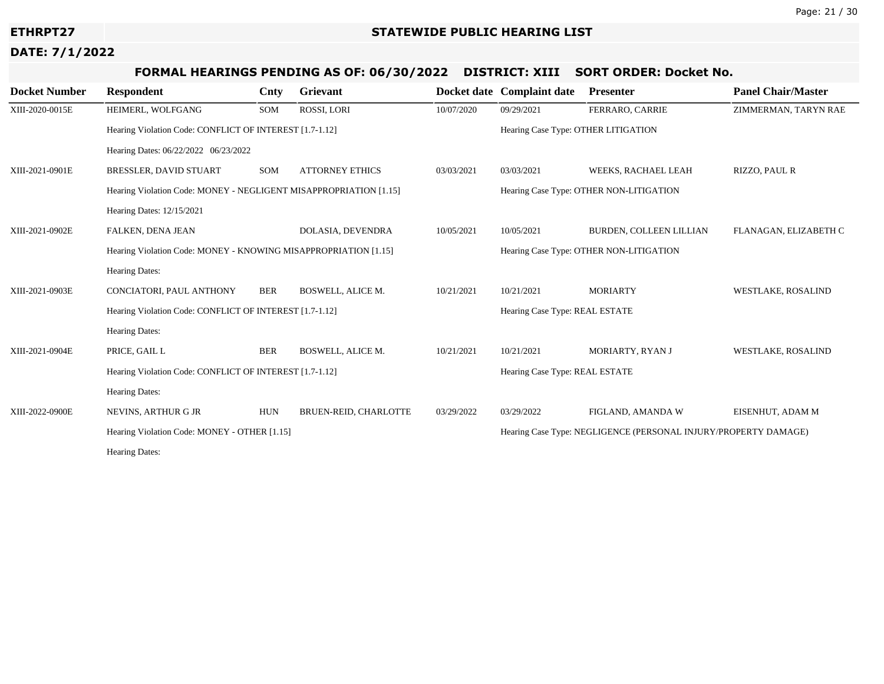# STATEWIDE PUBLIC HEARING LIST

**ETHRPT27**

**DATE: 7/1/2022**

## FORMAL HEARINGS PENDING AS OF: 06/30/2022 DISTRICT: XIII SORT ORDER: Docket No.

| Docket Number | Respondent | Cnty | Grievant | Docket date | Complaint date | Presenter | Panel Chair/Master |
|---|---|---|---|---|---|---|---|
| XIII-2020-0015E | HEIMERL, WOLFGANG | SOM | ROSSI, LORI | 10/07/2020 | 09/29/2021 | FERRARO, CARRIE | ZIMMERMAN, TARYN RAE |
| | Hearing Violation Code: CONFLICT OF INTEREST [1.7-1.12] | | | | Hearing Case Type: OTHER LITIGATION | | |
| | Hearing Dates: 06/22/2022 06/23/2022 | | | | | | |
| XIII-2021-0901E | BRESSLER, DAVID STUART | SOM | ATTORNEY ETHICS | 03/03/2021 | 03/03/2021 | WEEKS, RACHAEL LEAH | RIZZO, PAUL R |
| | Hearing Violation Code: MONEY - NEGLIGENT MISAPPROPRIATION [1.15] | | | | Hearing Case Type: OTHER NON-LITIGATION | | |
| | Hearing Dates: 12/15/2021 | | | | | | |
| XIII-2021-0902E | FALKEN, DENA JEAN | | DOLASIA, DEVENDRA | 10/05/2021 | 10/05/2021 | BURDEN, COLLEEN LILLIAN | FLANAGAN, ELIZABETH C |
| | Hearing Violation Code: MONEY - KNOWING MISAPPROPRIATION [1.15] | | | | Hearing Case Type: OTHER NON-LITIGATION | | |
| | Hearing Dates: | | | | | | |
| XIII-2021-0903E | CONCIATORI, PAUL ANTHONY | BER | BOSWELL, ALICE M. | 10/21/2021 | 10/21/2021 | MORIARTY | WESTLAKE, ROSALIND |
| | Hearing Violation Code: CONFLICT OF INTEREST [1.7-1.12] | | | | Hearing Case Type: REAL ESTATE | | |
| | Hearing Dates: | | | | | | |
| XIII-2021-0904E | PRICE, GAIL L | BER | BOSWELL, ALICE M. | 10/21/2021 | 10/21/2021 | MORIARTY, RYAN J | WESTLAKE, ROSALIND |
| | Hearing Violation Code: CONFLICT OF INTEREST [1.7-1.12] | | | | Hearing Case Type: REAL ESTATE | | |
| | Hearing Dates: | | | | | | |
| XIII-2022-0900E | NEVINS, ARTHUR G JR | HUN | BRUEN-REID, CHARLOTTE | 03/29/2022 | 03/29/2022 | FIGLAND, AMANDA W | EISENHUT, ADAM M |
| | Hearing Violation Code: MONEY - OTHER [1.15] | | | | Hearing Case Type: NEGLIGENCE (PERSONAL INJURY/PROPERTY DAMAGE) | | |
| | Hearing Dates: | | | | | | |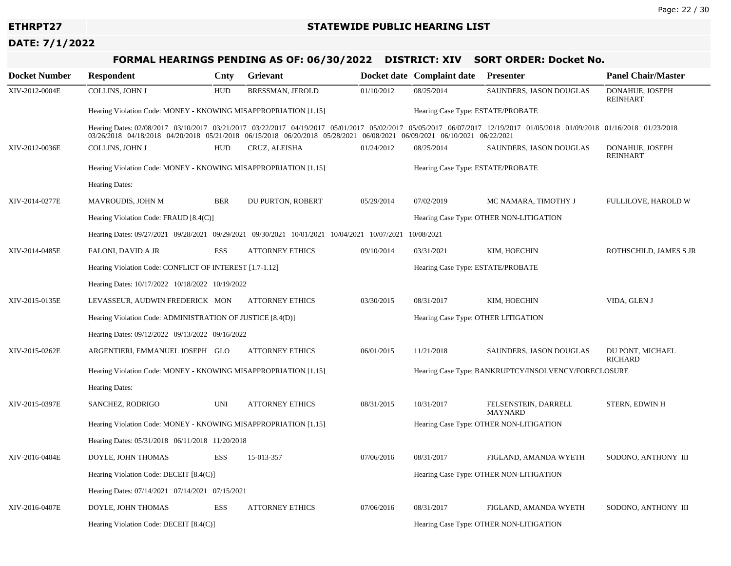**ETHRPT27** — **STATEWIDE PUBLIC HEARING LIST**

**DATE: 7/1/2022**

## FORMAL HEARINGS PENDING AS OF: 06/30/2022 DISTRICT: XIV SORT ORDER: Docket No.

| Docket Number | Respondent | Cnty | Grievant | Docket date | Complaint date | Presenter | Panel Chair/Master |
|---|---|---|---|---|---|---|---|
| XIV-2012-0004E | COLLINS, JOHN J | HUD | BRESSMAN, JEROLD | 01/10/2012 | 08/25/2014 | SAUNDERS, JASON DOUGLAS | DONAHUE, JOSEPH REINHART |
| | Hearing Violation Code: MONEY - KNOWING MISAPPROPRIATION [1.15] | | | | Hearing Case Type: ESTATE/PROBATE | | |
| | Hearing Dates: 02/08/2017 03/10/2017 03/21/2017 03/22/2017 04/19/2017 05/01/2017 05/02/2017 05/05/2017 06/07/2017 12/19/2017 01/05/2018 01/09/2018 01/16/2018 01/23/2018 03/26/2018 04/18/2018 04/20/2018 05/21/2018 06/15/2018 06/20/2018 05/28/2021 06/08/2021 06/09/2021 06/10/2021 06/22/2021 | | | | | | |
| XIV-2012-0036E | COLLINS, JOHN J | HUD | CRUZ, ALEISHA | 01/24/2012 | 08/25/2014 | SAUNDERS, JASON DOUGLAS | DONAHUE, JOSEPH REINHART |
| | Hearing Violation Code: MONEY - KNOWING MISAPPROPRIATION [1.15] | | | | Hearing Case Type: ESTATE/PROBATE | | |
| | Hearing Dates: | | | | | | |
| XIV-2014-0277E | MAVROUDIS, JOHN M | BER | DU PURTON, ROBERT | 05/29/2014 | 07/02/2019 | MC NAMARA, TIMOTHY J | FULLILOVE, HAROLD W |
| | Hearing Violation Code: FRAUD [8.4(C)] | | | | Hearing Case Type: OTHER NON-LITIGATION | | |
| | Hearing Dates: 09/27/2021 09/28/2021 09/29/2021 09/30/2021 10/01/2021 10/04/2021 10/07/2021 10/08/2021 | | | | | | |
| XIV-2014-0485E | FALONI, DAVID A JR | ESS | ATTORNEY ETHICS | 09/10/2014 | 03/31/2021 | KIM, HOECHIN | ROTHSCHILD, JAMES S JR |
| | Hearing Violation Code: CONFLICT OF INTEREST [1.7-1.12] | | | | Hearing Case Type: ESTATE/PROBATE | | |
| | Hearing Dates: 10/17/2022 10/18/2022 10/19/2022 | | | | | | |
| XIV-2015-0135E | LEVASSEUR, AUDWIN FREDERICK | MON | ATTORNEY ETHICS | 03/30/2015 | 08/31/2017 | KIM, HOECHIN | VIDA, GLEN J |
| | Hearing Violation Code: ADMINISTRATION OF JUSTICE [8.4(D)] | | | | Hearing Case Type: OTHER LITIGATION | | |
| | Hearing Dates: 09/12/2022 09/13/2022 09/16/2022 | | | | | | |
| XIV-2015-0262E | ARGENTIERI, EMMANUEL JOSEPH | GLO | ATTORNEY ETHICS | 06/01/2015 | 11/21/2018 | SAUNDERS, JASON DOUGLAS | DU PONT, MICHAEL RICHARD |
| | Hearing Violation Code: MONEY - KNOWING MISAPPROPRIATION [1.15] | | | | Hearing Case Type: BANKRUPTCY/INSOLVENCY/FORECLOSURE | | |
| | Hearing Dates: | | | | | | |
| XIV-2015-0397E | SANCHEZ, RODRIGO | UNI | ATTORNEY ETHICS | 08/31/2015 | 10/31/2017 | FELSENSTEIN, DARRELL MAYNARD | STERN, EDWIN H |
| | Hearing Violation Code: MONEY - KNOWING MISAPPROPRIATION [1.15] | | | | Hearing Case Type: OTHER NON-LITIGATION | | |
| | Hearing Dates: 05/31/2018 06/11/2018 11/20/2018 | | | | | | |
| XIV-2016-0404E | DOYLE, JOHN THOMAS | ESS | 15-013-357 | 07/06/2016 | 08/31/2017 | FIGLAND, AMANDA WYETH | SODONO, ANTHONY III |
| | Hearing Violation Code: DECEIT [8.4(C)] | | | | Hearing Case Type: OTHER NON-LITIGATION | | |
| | Hearing Dates: 07/14/2021 07/14/2021 07/15/2021 | | | | | | |
| XIV-2016-0407E | DOYLE, JOHN THOMAS | ESS | ATTORNEY ETHICS | 07/06/2016 | 08/31/2017 | FIGLAND, AMANDA WYETH | SODONO, ANTHONY III |
| | Hearing Violation Code: DECEIT [8.4(C)] | | | | Hearing Case Type: OTHER NON-LITIGATION | | |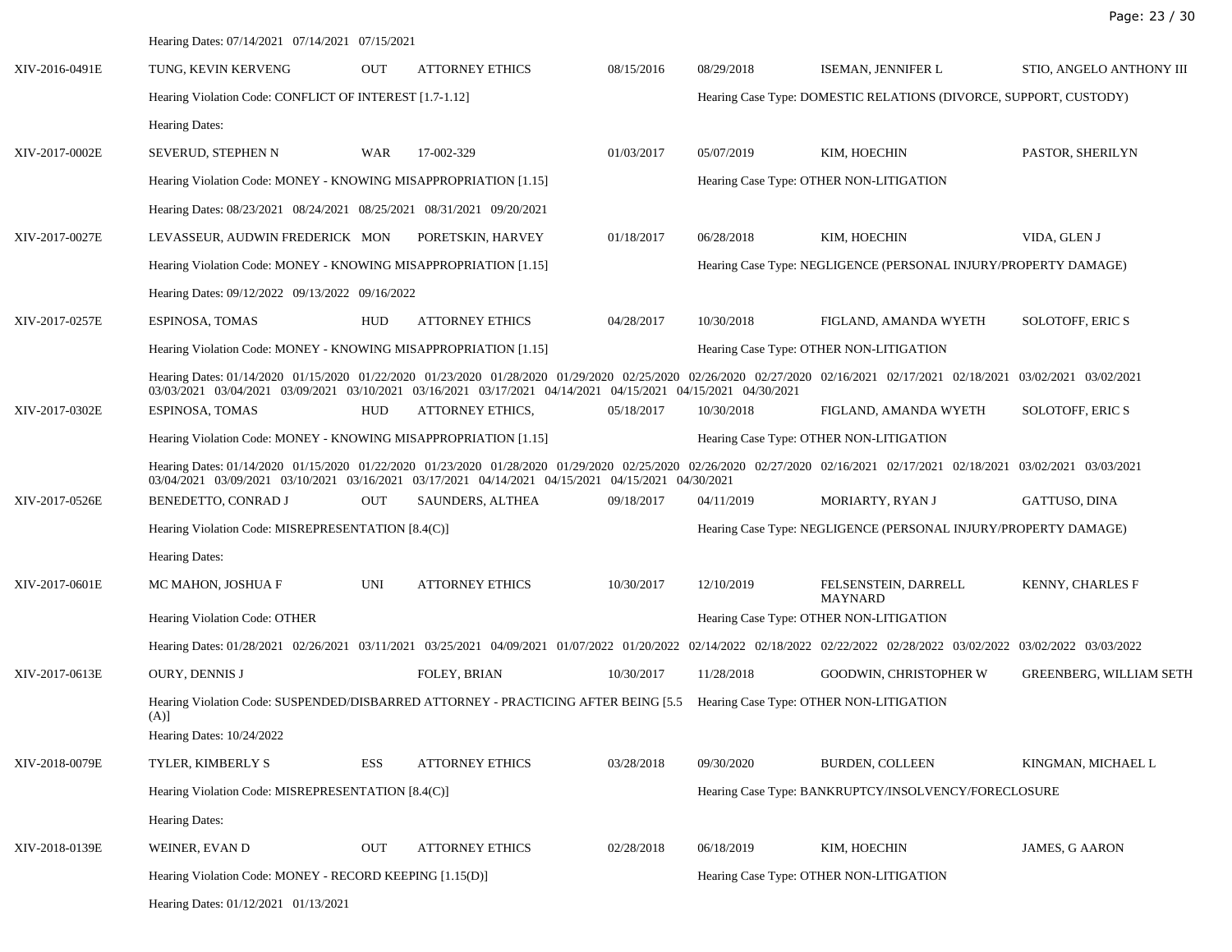Hearing Dates: 07/14/2021 07/14/2021 07/15/2021

| | | | | | | | |
|---|---|---|---|---|---|---|---|
| XIV-2016-0491E | TUNG, KEVIN KERVENG | OUT | ATTORNEY ETHICS | 08/15/2016 | 08/29/2018 | ISEMAN, JENNIFER L | STIO, ANGELO ANTHONY III |
| | Hearing Violation Code: CONFLICT OF INTEREST [1.7-1.12] | | | | Hearing Case Type: DOMESTIC RELATIONS (DIVORCE, SUPPORT, CUSTODY) | | |
| | Hearing Dates: | | | | | | |
| XIV-2017-0002E | SEVERUD, STEPHEN N | WAR | 17-002-329 | 01/03/2017 | 05/07/2019 | KIM, HOECHIN | PASTOR, SHERILYN |
| | Hearing Violation Code: MONEY - KNOWING MISAPPROPRIATION [1.15] | | | | Hearing Case Type: OTHER NON-LITIGATION | | |
| | Hearing Dates: 08/23/2021 08/24/2021 08/25/2021 08/31/2021 09/20/2021 | | | | | | |
| XIV-2017-0027E | LEVASSEUR, AUDWIN FREDERICK | MON | PORETSKIN, HARVEY | 01/18/2017 | 06/28/2018 | KIM, HOECHIN | VIDA, GLEN J |
| | Hearing Violation Code: MONEY - KNOWING MISAPPROPRIATION [1.15] | | | | Hearing Case Type: NEGLIGENCE (PERSONAL INJURY/PROPERTY DAMAGE) | | |
| | Hearing Dates: 09/12/2022 09/13/2022 09/16/2022 | | | | | | |
| XIV-2017-0257E | ESPINOSA, TOMAS | HUD | ATTORNEY ETHICS | 04/28/2017 | 10/30/2018 | FIGLAND, AMANDA WYETH | SOLOTOFF, ERIC S |
| | Hearing Violation Code: MONEY - KNOWING MISAPPROPRIATION [1.15] | | | | Hearing Case Type: OTHER NON-LITIGATION | | |
| | Hearing Dates: 01/14/2020 01/15/2020 01/22/2020 01/23/2020 01/28/2020 01/29/2020 02/25/2020 02/26/2020 02/27/2020 02/16/2021 02/17/2021 02/18/2021 03/02/2021 03/02/2021 03/03/2021 03/04/2021 03/09/2021 03/10/2021 03/16/2021 03/17/2021 04/14/2021 04/15/2021 04/15/2021 04/30/2021 | | | | | | |
| XIV-2017-0302E | ESPINOSA, TOMAS | HUD | ATTORNEY ETHICS, | 05/18/2017 | 10/30/2018 | FIGLAND, AMANDA WYETH | SOLOTOFF, ERIC S |
| | Hearing Violation Code: MONEY - KNOWING MISAPPROPRIATION [1.15] | | | | Hearing Case Type: OTHER NON-LITIGATION | | |
| | Hearing Dates: 01/14/2020 01/15/2020 01/22/2020 01/23/2020 01/28/2020 01/29/2020 02/25/2020 02/26/2020 02/27/2020 02/16/2021 02/17/2021 02/18/2021 03/02/2021 03/03/2021 03/04/2021 03/09/2021 03/10/2021 03/16/2021 03/17/2021 04/14/2021 04/15/2021 04/15/2021 04/30/2021 | | | | | | |
| XIV-2017-0526E | BENEDETTO, CONRAD J | OUT | SAUNDERS, ALTHEA | 09/18/2017 | 04/11/2019 | MORIARTY, RYAN J | GATTUSO, DINA |
| | Hearing Violation Code: MISREPRESENTATION [8.4(C)] | | | | Hearing Case Type: NEGLIGENCE (PERSONAL INJURY/PROPERTY DAMAGE) | | |
| | Hearing Dates: | | | | | | |
| XIV-2017-0601E | MC MAHON, JOSHUA F | UNI | ATTORNEY ETHICS | 10/30/2017 | 12/10/2019 | FELSENSTEIN, DARRELL MAYNARD | KENNY, CHARLES F |
| | Hearing Violation Code: OTHER | | | | Hearing Case Type: OTHER NON-LITIGATION | | |
| | Hearing Dates: 01/28/2021 02/26/2021 03/11/2021 03/25/2021 04/09/2021 01/07/2022 01/20/2022 02/14/2022 02/18/2022 02/22/2022 02/28/2022 03/02/2022 03/02/2022 03/03/2022 | | | | | | |
| XIV-2017-0613E | OURY, DENNIS J | | FOLEY, BRIAN | 10/30/2017 | 11/28/2018 | GOODWIN, CHRISTOPHER W | GREENBERG, WILLIAM SETH |
| | Hearing Violation Code: SUSPENDED/DISBARRED ATTORNEY - PRACTICING AFTER BEING [5.5 (A)] | | | | Hearing Case Type: OTHER NON-LITIGATION | | |
| | Hearing Dates: 10/24/2022 | | | | | | |
| XIV-2018-0079E | TYLER, KIMBERLY S | ESS | ATTORNEY ETHICS | 03/28/2018 | 09/30/2020 | BURDEN, COLLEEN | KINGMAN, MICHAEL L |
| | Hearing Violation Code: MISREPRESENTATION [8.4(C)] | | | | Hearing Case Type: BANKRUPTCY/INSOLVENCY/FORECLOSURE | | |
| | Hearing Dates: | | | | | | |
| XIV-2018-0139E | WEINER, EVAN D | OUT | ATTORNEY ETHICS | 02/28/2018 | 06/18/2019 | KIM, HOECHIN | JAMES, G AARON |
| | Hearing Violation Code: MONEY - RECORD KEEPING [1.15(D)] | | | | Hearing Case Type: OTHER NON-LITIGATION | | |
| | Hearing Dates: 01/12/2021 01/13/2021 | | | | | | |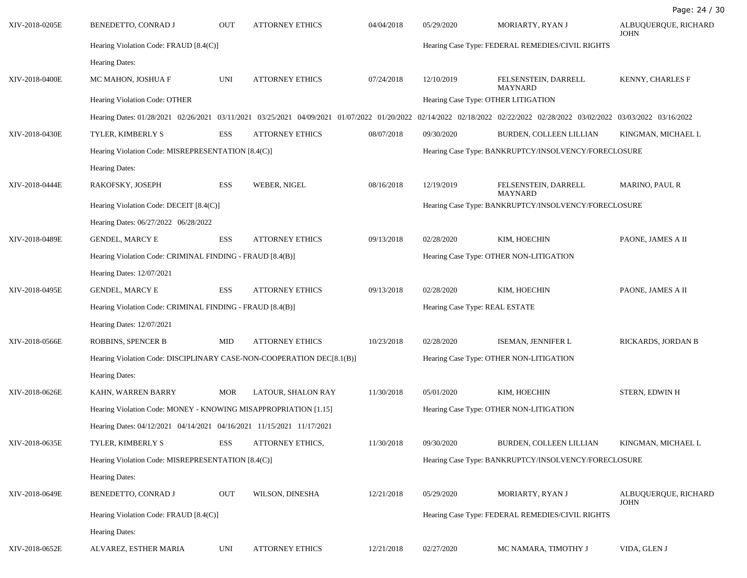| | | | | | | | |
|---|---|---|---|---|---|---|---|
| XIV-2018-0205E | BENEDETTO, CONRAD J | OUT | ATTORNEY ETHICS | 04/04/2018 | 05/29/2020 | MORIARTY, RYAN J | ALBUQUERQUE, RICHARD JOHN |
| | Hearing Violation Code: FRAUD [8.4(C)] | | | | Hearing Case Type: FEDERAL REMEDIES/CIVIL RIGHTS | | |
| | Hearing Dates: | | | | | | |
| XIV-2018-0400E | MC MAHON, JOSHUA F | UNI | ATTORNEY ETHICS | 07/24/2018 | 12/10/2019 | FELSENSTEIN, DARRELL MAYNARD | KENNY, CHARLES F |
| | Hearing Violation Code: OTHER | | | | Hearing Case Type: OTHER LITIGATION | | |
| | Hearing Dates: 01/28/2021 02/26/2021 03/11/2021 03/25/2021 04/09/2021 01/07/2022 01/20/2022 02/14/2022 02/18/2022 02/22/2022 02/28/2022 03/02/2022 03/03/2022 03/16/2022 | | | | | | |
| XIV-2018-0430E | TYLER, KIMBERLY S | ESS | ATTORNEY ETHICS | 08/07/2018 | 09/30/2020 | BURDEN, COLLEEN LILLIAN | KINGMAN, MICHAEL L |
| | Hearing Violation Code: MISREPRESENTATION [8.4(C)] | | | | Hearing Case Type: BANKRUPTCY/INSOLVENCY/FORECLOSURE | | |
| | Hearing Dates: | | | | | | |
| XIV-2018-0444E | RAKOFSKY, JOSEPH | ESS | WEBER, NIGEL | 08/16/2018 | 12/19/2019 | FELSENSTEIN, DARRELL MAYNARD | MARINO, PAUL R |
| | Hearing Violation Code: DECEIT [8.4(C)] | | | | Hearing Case Type: BANKRUPTCY/INSOLVENCY/FORECLOSURE | | |
| | Hearing Dates: 06/27/2022 06/28/2022 | | | | | | |
| XIV-2018-0489E | GENDEL, MARCY E | ESS | ATTORNEY ETHICS | 09/13/2018 | 02/28/2020 | KIM, HOECHIN | PAONE, JAMES A II |
| | Hearing Violation Code: CRIMINAL FINDING - FRAUD [8.4(B)] | | | | Hearing Case Type: OTHER NON-LITIGATION | | |
| | Hearing Dates: 12/07/2021 | | | | | | |
| XIV-2018-0495E | GENDEL, MARCY E | ESS | ATTORNEY ETHICS | 09/13/2018 | 02/28/2020 | KIM, HOECHIN | PAONE, JAMES A II |
| | Hearing Violation Code: CRIMINAL FINDING - FRAUD [8.4(B)] | | | | Hearing Case Type: REAL ESTATE | | |
| | Hearing Dates: 12/07/2021 | | | | | | |
| XIV-2018-0566E | ROBBINS, SPENCER B | MID | ATTORNEY ETHICS | 10/23/2018 | 02/28/2020 | ISEMAN, JENNIFER L | RICKARDS, JORDAN B |
| | Hearing Violation Code: DISCIPLINARY CASE-NON-COOPERATION DEC[8.1(B)] | | | | Hearing Case Type: OTHER NON-LITIGATION | | |
| | Hearing Dates: | | | | | | |
| XIV-2018-0626E | KAHN, WARREN BARRY | MOR | LATOUR, SHALON RAY | 11/30/2018 | 05/01/2020 | KIM, HOECHIN | STERN, EDWIN H |
| | Hearing Violation Code: MONEY - KNOWING MISAPPROPRIATION [1.15] | | | | Hearing Case Type: OTHER NON-LITIGATION | | |
| | Hearing Dates: 04/12/2021 04/14/2021 04/16/2021 11/15/2021 11/17/2021 | | | | | | |
| XIV-2018-0635E | TYLER, KIMBERLY S | ESS | ATTORNEY ETHICS, | 11/30/2018 | 09/30/2020 | BURDEN, COLLEEN LILLIAN | KINGMAN, MICHAEL L |
| | Hearing Violation Code: MISREPRESENTATION [8.4(C)] | | | | Hearing Case Type: BANKRUPTCY/INSOLVENCY/FORECLOSURE | | |
| | Hearing Dates: | | | | | | |
| XIV-2018-0649E | BENEDETTO, CONRAD J | OUT | WILSON, DINESHA | 12/21/2018 | 05/29/2020 | MORIARTY, RYAN J | ALBUQUERQUE, RICHARD JOHN |
| | Hearing Violation Code: FRAUD [8.4(C)] | | | | Hearing Case Type: FEDERAL REMEDIES/CIVIL RIGHTS | | |
| | Hearing Dates: | | | | | | |
| XIV-2018-0652E | ALVAREZ, ESTHER MARIA | UNI | ATTORNEY ETHICS | 12/21/2018 | 02/27/2020 | MC NAMARA, TIMOTHY J | VIDA, GLEN J |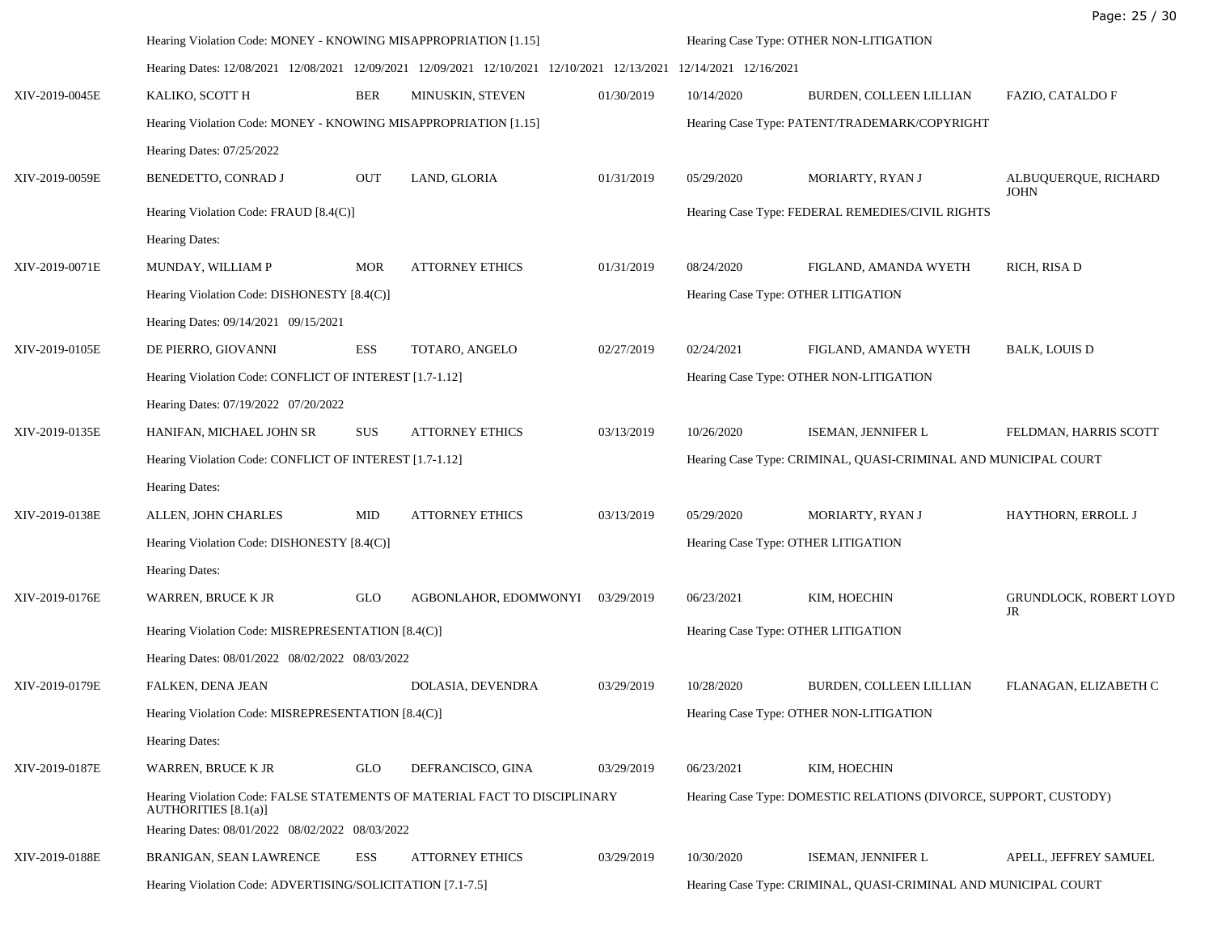| | | | | | | | |
|---|---|---|---|---|---|---|---|
| | Hearing Violation Code: MONEY - KNOWING MISAPPROPRIATION [1.15] | | | | Hearing Case Type: OTHER NON-LITIGATION | | |
| | Hearing Dates: 12/08/2021 12/08/2021 12/09/2021 12/09/2021 12/10/2021 12/10/2021 12/13/2021 12/14/2021 12/16/2021 | | | | | | |
| XIV-2019-0045E | KALIKO, SCOTT H | BER | MINUSKIN, STEVEN | 01/30/2019 | 10/14/2020 | BURDEN, COLLEEN LILLIAN | FAZIO, CATALDO F |
| | Hearing Violation Code: MONEY - KNOWING MISAPPROPRIATION [1.15] | | | | Hearing Case Type: PATENT/TRADEMARK/COPYRIGHT | | |
| | Hearing Dates: 07/25/2022 | | | | | | |
| XIV-2019-0059E | BENEDETTO, CONRAD J | OUT | LAND, GLORIA | 01/31/2019 | 05/29/2020 | MORIARTY, RYAN J | ALBUQUERQUE, RICHARD JOHN |
| | Hearing Violation Code: FRAUD [8.4(C)] | | | | Hearing Case Type: FEDERAL REMEDIES/CIVIL RIGHTS | | |
| | Hearing Dates: | | | | | | |
| XIV-2019-0071E | MUNDAY, WILLIAM P | MOR | ATTORNEY ETHICS | 01/31/2019 | 08/24/2020 | FIGLAND, AMANDA WYETH | RICH, RISA D |
| | Hearing Violation Code: DISHONESTY [8.4(C)] | | | | Hearing Case Type: OTHER LITIGATION | | |
| | Hearing Dates: 09/14/2021 09/15/2021 | | | | | | |
| XIV-2019-0105E | DE PIERRO, GIOVANNI | ESS | TOTARO, ANGELO | 02/27/2019 | 02/24/2021 | FIGLAND, AMANDA WYETH | BALK, LOUIS D |
| | Hearing Violation Code: CONFLICT OF INTEREST [1.7-1.12] | | | | Hearing Case Type: OTHER NON-LITIGATION | | |
| | Hearing Dates: 07/19/2022 07/20/2022 | | | | | | |
| XIV-2019-0135E | HANIFAN, MICHAEL JOHN SR | SUS | ATTORNEY ETHICS | 03/13/2019 | 10/26/2020 | ISEMAN, JENNIFER L | FELDMAN, HARRIS SCOTT |
| | Hearing Violation Code: CONFLICT OF INTEREST [1.7-1.12] | | | | Hearing Case Type: CRIMINAL, QUASI-CRIMINAL AND MUNICIPAL COURT | | |
| | Hearing Dates: | | | | | | |
| XIV-2019-0138E | ALLEN, JOHN CHARLES | MID | ATTORNEY ETHICS | 03/13/2019 | 05/29/2020 | MORIARTY, RYAN J | HAYTHORN, ERROLL J |
| | Hearing Violation Code: DISHONESTY [8.4(C)] | | | | Hearing Case Type: OTHER LITIGATION | | |
| | Hearing Dates: | | | | | | |
| XIV-2019-0176E | WARREN, BRUCE K JR | GLO | AGBONLAHOR, EDOMWONYI | 03/29/2019 | 06/23/2021 | KIM, HOECHIN | GRUNDLOCK, ROBERT LOYD JR |
| | Hearing Violation Code: MISREPRESENTATION [8.4(C)] | | | | Hearing Case Type: OTHER LITIGATION | | |
| | Hearing Dates: 08/01/2022 08/02/2022 08/03/2022 | | | | | | |
| XIV-2019-0179E | FALKEN, DENA JEAN | | DOLASIA, DEVENDRA | 03/29/2019 | 10/28/2020 | BURDEN, COLLEEN LILLIAN | FLANAGAN, ELIZABETH C |
| | Hearing Violation Code: MISREPRESENTATION [8.4(C)] | | | | Hearing Case Type: OTHER NON-LITIGATION | | |
| | Hearing Dates: | | | | | | |
| XIV-2019-0187E | WARREN, BRUCE K JR | GLO | DEFRANCISCO, GINA | 03/29/2019 | 06/23/2021 | KIM, HOECHIN | |
| | Hearing Violation Code: FALSE STATEMENTS OF MATERIAL FACT TO DISCIPLINARY AUTHORITIES [8.1(a)] | | | | Hearing Case Type: DOMESTIC RELATIONS (DIVORCE, SUPPORT, CUSTODY) | | |
| | Hearing Dates: 08/01/2022 08/02/2022 08/03/2022 | | | | | | |
| XIV-2019-0188E | BRANIGAN, SEAN LAWRENCE | ESS | ATTORNEY ETHICS | 03/29/2019 | 10/30/2020 | ISEMAN, JENNIFER L | APELL, JEFFREY SAMUEL |
| | Hearing Violation Code: ADVERTISING/SOLICITATION [7.1-7.5] | | | | Hearing Case Type: CRIMINAL, QUASI-CRIMINAL AND MUNICIPAL COURT | | |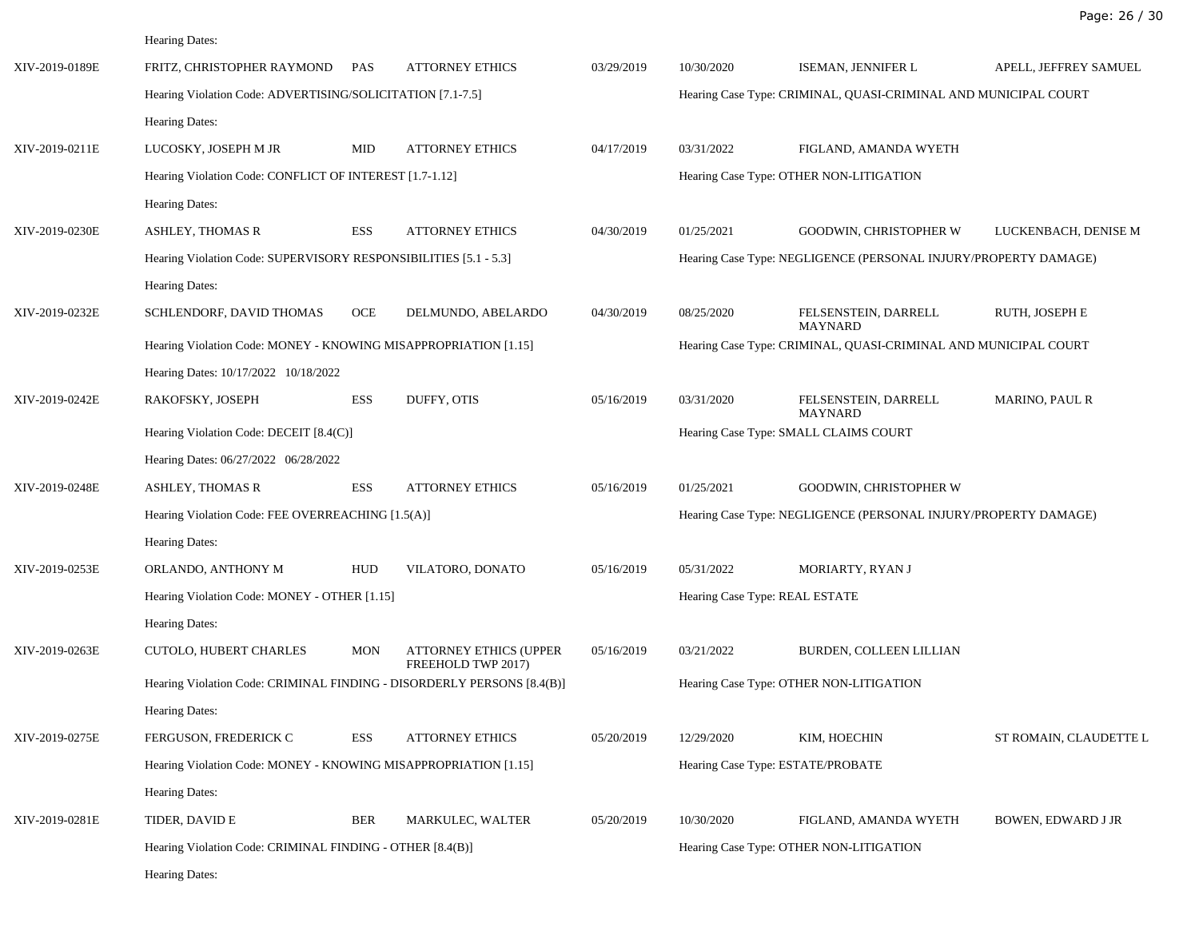Hearing Dates:

| | | | | | | | |
|---|---|---|---|---|---|---|---|
| XIV-2019-0189E | FRITZ, CHRISTOPHER RAYMOND | PAS | ATTORNEY ETHICS | 03/29/2019 | 10/30/2020 | ISEMAN, JENNIFER L | APELL, JEFFREY SAMUEL |
| | Hearing Violation Code: ADVERTISING/SOLICITATION [7.1-7.5] | | | | Hearing Case Type: CRIMINAL, QUASI-CRIMINAL AND MUNICIPAL COURT | | |
| | Hearing Dates: | | | | | | |
| XIV-2019-0211E | LUCOSKY, JOSEPH M JR | MID | ATTORNEY ETHICS | 04/17/2019 | 03/31/2022 | FIGLAND, AMANDA WYETH | |
| | Hearing Violation Code: CONFLICT OF INTEREST [1.7-1.12] | | | | Hearing Case Type: OTHER NON-LITIGATION | | |
| | Hearing Dates: | | | | | | |
| XIV-2019-0230E | ASHLEY, THOMAS R | ESS | ATTORNEY ETHICS | 04/30/2019 | 01/25/2021 | GOODWIN, CHRISTOPHER W | LUCKENBACH, DENISE M |
| | Hearing Violation Code: SUPERVISORY RESPONSIBILITIES [5.1 - 5.3] | | | | Hearing Case Type: NEGLIGENCE (PERSONAL INJURY/PROPERTY DAMAGE) | | |
| | Hearing Dates: | | | | | | |
| XIV-2019-0232E | SCHLENDORF, DAVID THOMAS | OCE | DELMUNDO, ABELARDO | 04/30/2019 | 08/25/2020 | FELSENSTEIN, DARRELL MAYNARD | RUTH, JOSEPH E |
| | Hearing Violation Code: MONEY - KNOWING MISAPPROPRIATION [1.15] | | | | Hearing Case Type: CRIMINAL, QUASI-CRIMINAL AND MUNICIPAL COURT | | |
| | Hearing Dates: 10/17/2022 10/18/2022 | | | | | | |
| XIV-2019-0242E | RAKOFSKY, JOSEPH | ESS | DUFFY, OTIS | 05/16/2019 | 03/31/2020 | FELSENSTEIN, DARRELL MAYNARD | MARINO, PAUL R |
| | Hearing Violation Code: DECEIT [8.4(C)] | | | | Hearing Case Type: SMALL CLAIMS COURT | | |
| | Hearing Dates: 06/27/2022 06/28/2022 | | | | | | |
| XIV-2019-0248E | ASHLEY, THOMAS R | ESS | ATTORNEY ETHICS | 05/16/2019 | 01/25/2021 | GOODWIN, CHRISTOPHER W | |
| | Hearing Violation Code: FEE OVERREACHING [1.5(A)] | | | | Hearing Case Type: NEGLIGENCE (PERSONAL INJURY/PROPERTY DAMAGE) | | |
| | Hearing Dates: | | | | | | |
| XIV-2019-0253E | ORLANDO, ANTHONY M | HUD | VILATORO, DONATO | 05/16/2019 | 05/31/2022 | MORIARTY, RYAN J | |
| | Hearing Violation Code: MONEY - OTHER [1.15] | | | | Hearing Case Type: REAL ESTATE | | |
| | Hearing Dates: | | | | | | |
| XIV-2019-0263E | CUTOLO, HUBERT CHARLES | MON | ATTORNEY ETHICS (UPPER FREEHOLD TWP 2017) | 05/16/2019 | 03/21/2022 | BURDEN, COLLEEN LILLIAN | |
| | Hearing Violation Code: CRIMINAL FINDING - DISORDERLY PERSONS [8.4(B)] | | | | Hearing Case Type: OTHER NON-LITIGATION | | |
| | Hearing Dates: | | | | | | |
| XIV-2019-0275E | FERGUSON, FREDERICK C | ESS | ATTORNEY ETHICS | 05/20/2019 | 12/29/2020 | KIM, HOECHIN | ST ROMAIN, CLAUDETTE L |
| | Hearing Violation Code: MONEY - KNOWING MISAPPROPRIATION [1.15] | | | | Hearing Case Type: ESTATE/PROBATE | | |
| | Hearing Dates: | | | | | | |
| XIV-2019-0281E | TIDER, DAVID E | BER | MARKULEC, WALTER | 05/20/2019 | 10/30/2020 | FIGLAND, AMANDA WYETH | BOWEN, EDWARD J JR |
| | Hearing Violation Code: CRIMINAL FINDING - OTHER [8.4(B)] | | | | Hearing Case Type: OTHER NON-LITIGATION | | |
| | Hearing Dates: | | | | | | |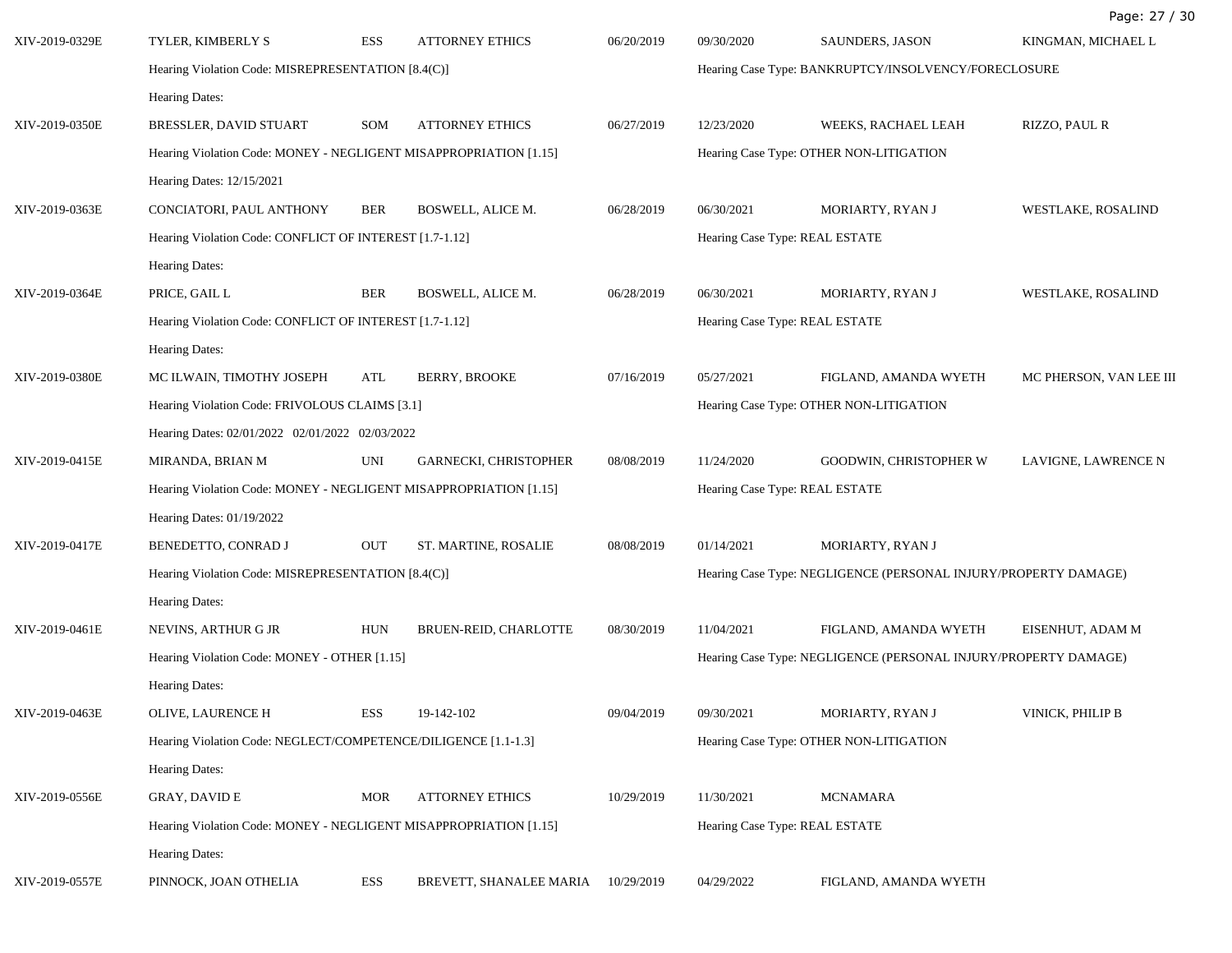| | | | | | | | |
|---|---|---|---|---|---|---|---|
| XIV-2019-0329E | TYLER, KIMBERLY S | ESS | ATTORNEY ETHICS | 06/20/2019 | 09/30/2020 | SAUNDERS, JASON | KINGMAN, MICHAEL L |
| | Hearing Violation Code: MISREPRESENTATION [8.4(C)] | | | | Hearing Case Type: BANKRUPTCY/INSOLVENCY/FORECLOSURE | | |
| | Hearing Dates: | | | | | | |
| XIV-2019-0350E | BRESSLER, DAVID STUART | SOM | ATTORNEY ETHICS | 06/27/2019 | 12/23/2020 | WEEKS, RACHAEL LEAH | RIZZO, PAUL R |
| | Hearing Violation Code: MONEY - NEGLIGENT MISAPPROPRIATION [1.15] | | | | Hearing Case Type: OTHER NON-LITIGATION | | |
| | Hearing Dates: 12/15/2021 | | | | | | |
| XIV-2019-0363E | CONCIATORI, PAUL ANTHONY | BER | BOSWELL, ALICE M. | 06/28/2019 | 06/30/2021 | MORIARTY, RYAN J | WESTLAKE, ROSALIND |
| | Hearing Violation Code: CONFLICT OF INTEREST [1.7-1.12] | | | | Hearing Case Type: REAL ESTATE | | |
| | Hearing Dates: | | | | | | |
| XIV-2019-0364E | PRICE, GAIL L | BER | BOSWELL, ALICE M. | 06/28/2019 | 06/30/2021 | MORIARTY, RYAN J | WESTLAKE, ROSALIND |
| | Hearing Violation Code: CONFLICT OF INTEREST [1.7-1.12] | | | | Hearing Case Type: REAL ESTATE | | |
| | Hearing Dates: | | | | | | |
| XIV-2019-0380E | MC ILWAIN, TIMOTHY JOSEPH | ATL | BERRY, BROOKE | 07/16/2019 | 05/27/2021 | FIGLAND, AMANDA WYETH | MC PHERSON, VAN LEE III |
| | Hearing Violation Code: FRIVOLOUS CLAIMS [3.1] | | | | Hearing Case Type: OTHER NON-LITIGATION | | |
| | Hearing Dates: 02/01/2022 02/01/2022 02/03/2022 | | | | | | |
| XIV-2019-0415E | MIRANDA, BRIAN M | UNI | GARNECKI, CHRISTOPHER | 08/08/2019 | 11/24/2020 | GOODWIN, CHRISTOPHER W | LAVIGNE, LAWRENCE N |
| | Hearing Violation Code: MONEY - NEGLIGENT MISAPPROPRIATION [1.15] | | | | Hearing Case Type: REAL ESTATE | | |
| | Hearing Dates: 01/19/2022 | | | | | | |
| XIV-2019-0417E | BENEDETTO, CONRAD J | OUT | ST. MARTINE, ROSALIE | 08/08/2019 | 01/14/2021 | MORIARTY, RYAN J | |
| | Hearing Violation Code: MISREPRESENTATION [8.4(C)] | | | | Hearing Case Type: NEGLIGENCE (PERSONAL INJURY/PROPERTY DAMAGE) | | |
| | Hearing Dates: | | | | | | |
| XIV-2019-0461E | NEVINS, ARTHUR G JR | HUN | BRUEN-REID, CHARLOTTE | 08/30/2019 | 11/04/2021 | FIGLAND, AMANDA WYETH | EISENHUT, ADAM M |
| | Hearing Violation Code: MONEY - OTHER [1.15] | | | | Hearing Case Type: NEGLIGENCE (PERSONAL INJURY/PROPERTY DAMAGE) | | |
| | Hearing Dates: | | | | | | |
| XIV-2019-0463E | OLIVE, LAURENCE H | ESS | 19-142-102 | 09/04/2019 | 09/30/2021 | MORIARTY, RYAN J | VINICK, PHILIP B |
| | Hearing Violation Code: NEGLECT/COMPETENCE/DILIGENCE [1.1-1.3] | | | | Hearing Case Type: OTHER NON-LITIGATION | | |
| | Hearing Dates: | | | | | | |
| XIV-2019-0556E | GRAY, DAVID E | MOR | ATTORNEY ETHICS | 10/29/2019 | 11/30/2021 | MCNAMARA | |
| | Hearing Violation Code: MONEY - NEGLIGENT MISAPPROPRIATION [1.15] | | | | Hearing Case Type: REAL ESTATE | | |
| | Hearing Dates: | | | | | | |
| XIV-2019-0557E | PINNOCK, JOAN OTHELIA | ESS | BREVETT, SHANALEE MARIA | 10/29/2019 | 04/29/2022 | FIGLAND, AMANDA WYETH | |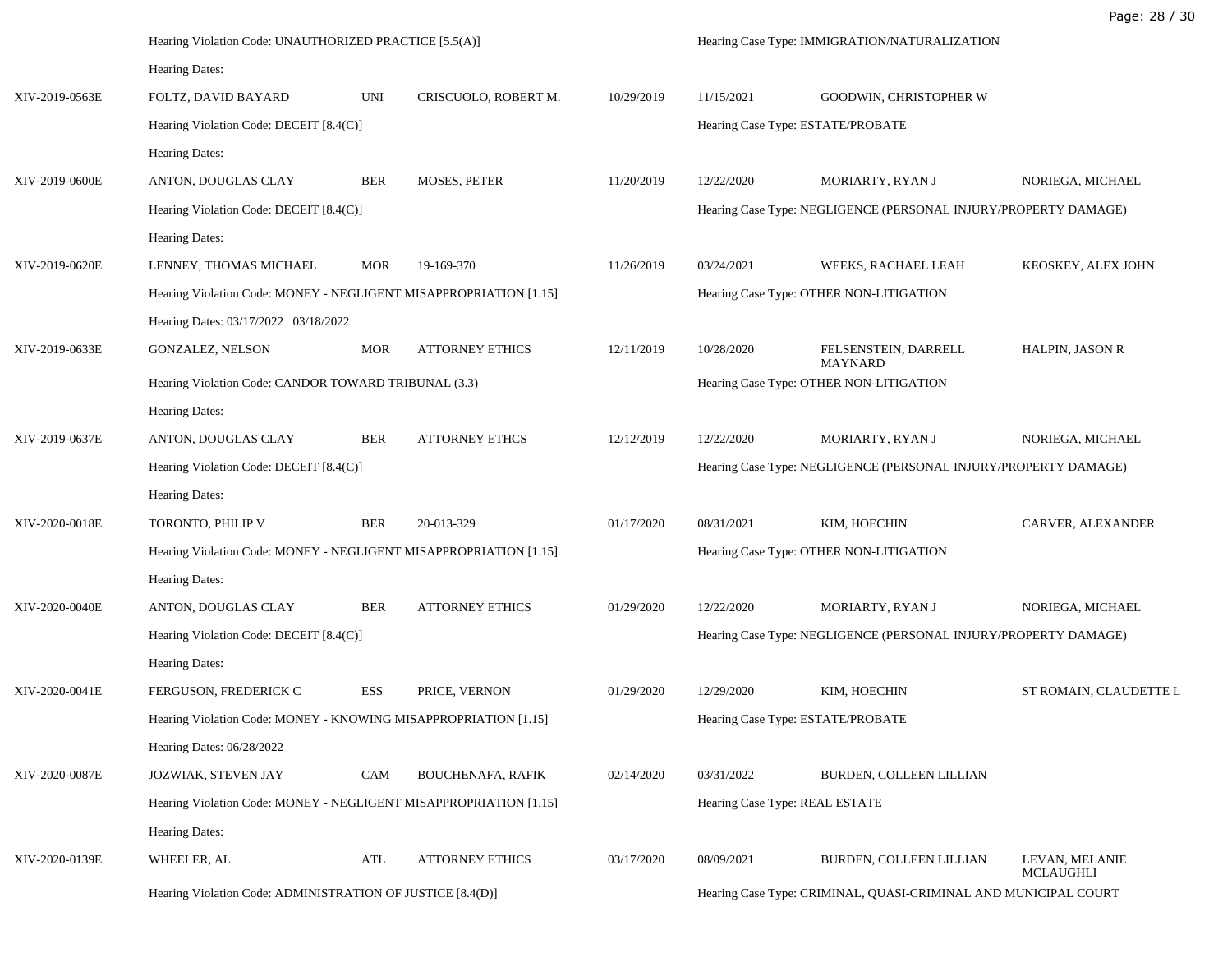| | | | | | | | |
|---|---|---|---|---|---|---|---|
| | Hearing Violation Code: UNAUTHORIZED PRACTICE [5.5(A)] | | | | Hearing Case Type: IMMIGRATION/NATURALIZATION | | |
| | Hearing Dates: | | | | | | |
| XIV-2019-0563E | FOLTZ, DAVID BAYARD | UNI | CRISCUOLO, ROBERT M. | 10/29/2019 | 11/15/2021 | GOODWIN, CHRISTOPHER W | |
| | Hearing Violation Code: DECEIT [8.4(C)] | | | | Hearing Case Type: ESTATE/PROBATE | | |
| | Hearing Dates: | | | | | | |
| XIV-2019-0600E | ANTON, DOUGLAS CLAY | BER | MOSES, PETER | 11/20/2019 | 12/22/2020 | MORIARTY, RYAN J | NORIEGA, MICHAEL |
| | Hearing Violation Code: DECEIT [8.4(C)] | | | | Hearing Case Type: NEGLIGENCE (PERSONAL INJURY/PROPERTY DAMAGE) | | |
| | Hearing Dates: | | | | | | |
| XIV-2019-0620E | LENNEY, THOMAS MICHAEL | MOR | 19-169-370 | 11/26/2019 | 03/24/2021 | WEEKS, RACHAEL LEAH | KEOSKEY, ALEX JOHN |
| | Hearing Violation Code: MONEY - NEGLIGENT MISAPPROPRIATION [1.15] | | | | Hearing Case Type: OTHER NON-LITIGATION | | |
| | Hearing Dates: 03/17/2022 03/18/2022 | | | | | | |
| XIV-2019-0633E | GONZALEZ, NELSON | MOR | ATTORNEY ETHICS | 12/11/2019 | 10/28/2020 | FELSENSTEIN, DARRELL MAYNARD | HALPIN, JASON R |
| | Hearing Violation Code: CANDOR TOWARD TRIBUNAL (3.3) | | | | Hearing Case Type: OTHER NON-LITIGATION | | |
| | Hearing Dates: | | | | | | |
| XIV-2019-0637E | ANTON, DOUGLAS CLAY | BER | ATTORNEY ETHCS | 12/12/2019 | 12/22/2020 | MORIARTY, RYAN J | NORIEGA, MICHAEL |
| | Hearing Violation Code: DECEIT [8.4(C)] | | | | Hearing Case Type: NEGLIGENCE (PERSONAL INJURY/PROPERTY DAMAGE) | | |
| | Hearing Dates: | | | | | | |
| XIV-2020-0018E | TORONTO, PHILIP V | BER | 20-013-329 | 01/17/2020 | 08/31/2021 | KIM, HOECHIN | CARVER, ALEXANDER |
| | Hearing Violation Code: MONEY - NEGLIGENT MISAPPROPRIATION [1.15] | | | | Hearing Case Type: OTHER NON-LITIGATION | | |
| | Hearing Dates: | | | | | | |
| XIV-2020-0040E | ANTON, DOUGLAS CLAY | BER | ATTORNEY ETHICS | 01/29/2020 | 12/22/2020 | MORIARTY, RYAN J | NORIEGA, MICHAEL |
| | Hearing Violation Code: DECEIT [8.4(C)] | | | | Hearing Case Type: NEGLIGENCE (PERSONAL INJURY/PROPERTY DAMAGE) | | |
| | Hearing Dates: | | | | | | |
| XIV-2020-0041E | FERGUSON, FREDERICK C | ESS | PRICE, VERNON | 01/29/2020 | 12/29/2020 | KIM, HOECHIN | ST ROMAIN, CLAUDETTE L |
| | Hearing Violation Code: MONEY - KNOWING MISAPPROPRIATION [1.15] | | | | Hearing Case Type: ESTATE/PROBATE | | |
| | Hearing Dates: 06/28/2022 | | | | | | |
| XIV-2020-0087E | JOZWIAK, STEVEN JAY | CAM | BOUCHENAFA, RAFIK | 02/14/2020 | 03/31/2022 | BURDEN, COLLEEN LILLIAN | |
| | Hearing Violation Code: MONEY - NEGLIGENT MISAPPROPRIATION [1.15] | | | | Hearing Case Type: REAL ESTATE | | |
| | Hearing Dates: | | | | | | |
| XIV-2020-0139E | WHEELER, AL | ATL | ATTORNEY ETHICS | 03/17/2020 | 08/09/2021 | BURDEN, COLLEEN LILLIAN | LEVAN, MELANIE MCLAUGHLI |
| | Hearing Violation Code: ADMINISTRATION OF JUSTICE [8.4(D)] | | | | Hearing Case Type: CRIMINAL, QUASI-CRIMINAL AND MUNICIPAL COURT | | |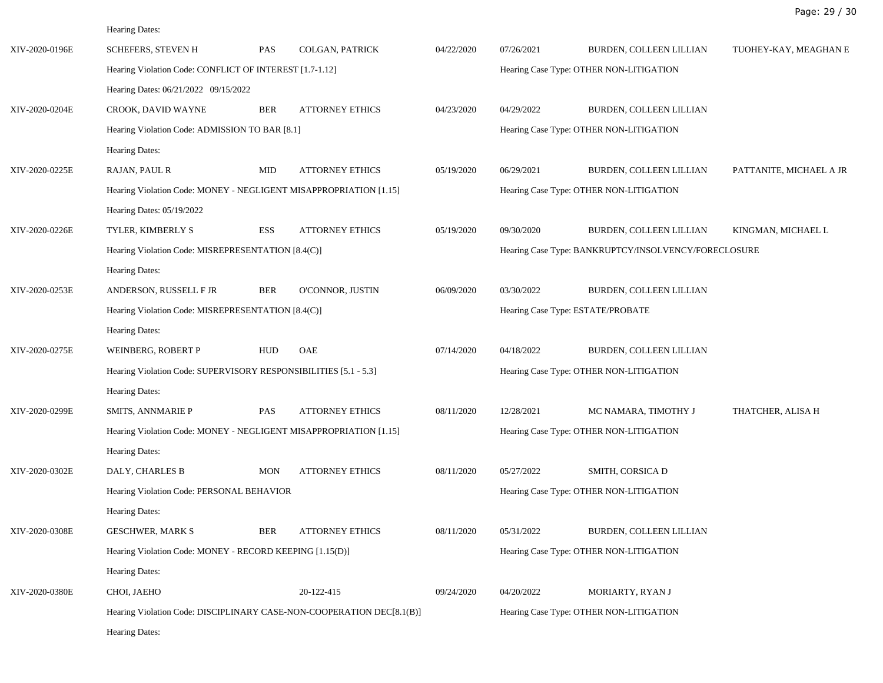Hearing Dates:

| | | | | | | | |
|---|---|---|---|---|---|---|---|
| XIV-2020-0196E | SCHEFERS, STEVEN H | PAS | COLGAN, PATRICK | 04/22/2020 | 07/26/2021 | BURDEN, COLLEEN LILLIAN | TUOHEY-KAY, MEAGHAN E |
| | Hearing Violation Code: CONFLICT OF INTEREST [1.7-1.12] | | | | Hearing Case Type: OTHER NON-LITIGATION | | |
| | Hearing Dates: 06/21/2022 09/15/2022 | | | | | | |
| XIV-2020-0204E | CROOK, DAVID WAYNE | BER | ATTORNEY ETHICS | 04/23/2020 | 04/29/2022 | BURDEN, COLLEEN LILLIAN | |
| | Hearing Violation Code: ADMISSION TO BAR [8.1] | | | | Hearing Case Type: OTHER NON-LITIGATION | | |
| | Hearing Dates: | | | | | | |
| XIV-2020-0225E | RAJAN, PAUL R | MID | ATTORNEY ETHICS | 05/19/2020 | 06/29/2021 | BURDEN, COLLEEN LILLIAN | PATTANITE, MICHAEL A JR |
| | Hearing Violation Code: MONEY - NEGLIGENT MISAPPROPRIATION [1.15] | | | | Hearing Case Type: OTHER NON-LITIGATION | | |
| | Hearing Dates: 05/19/2022 | | | | | | |
| XIV-2020-0226E | TYLER, KIMBERLY S | ESS | ATTORNEY ETHICS | 05/19/2020 | 09/30/2020 | BURDEN, COLLEEN LILLIAN | KINGMAN, MICHAEL L |
| | Hearing Violation Code: MISREPRESENTATION [8.4(C)] | | | | Hearing Case Type: BANKRUPTCY/INSOLVENCY/FORECLOSURE | | |
| | Hearing Dates: | | | | | | |
| XIV-2020-0253E | ANDERSON, RUSSELL F JR | BER | O'CONNOR, JUSTIN | 06/09/2020 | 03/30/2022 | BURDEN, COLLEEN LILLIAN | |
| | Hearing Violation Code: MISREPRESENTATION [8.4(C)] | | | | Hearing Case Type: ESTATE/PROBATE | | |
| | Hearing Dates: | | | | | | |
| XIV-2020-0275E | WEINBERG, ROBERT P | HUD | OAE | 07/14/2020 | 04/18/2022 | BURDEN, COLLEEN LILLIAN | |
| | Hearing Violation Code: SUPERVISORY RESPONSIBILITIES [5.1 - 5.3] | | | | Hearing Case Type: OTHER NON-LITIGATION | | |
| | Hearing Dates: | | | | | | |
| XIV-2020-0299E | SMITS, ANNMARIE P | PAS | ATTORNEY ETHICS | 08/11/2020 | 12/28/2021 | MC NAMARA, TIMOTHY J | THATCHER, ALISA H |
| | Hearing Violation Code: MONEY - NEGLIGENT MISAPPROPRIATION [1.15] | | | | Hearing Case Type: OTHER NON-LITIGATION | | |
| | Hearing Dates: | | | | | | |
| XIV-2020-0302E | DALY, CHARLES B | MON | ATTORNEY ETHICS | 08/11/2020 | 05/27/2022 | SMITH, CORSICA D | |
| | Hearing Violation Code: PERSONAL BEHAVIOR | | | | Hearing Case Type: OTHER NON-LITIGATION | | |
| | Hearing Dates: | | | | | | |
| XIV-2020-0308E | GESCHWER, MARK S | BER | ATTORNEY ETHICS | 08/11/2020 | 05/31/2022 | BURDEN, COLLEEN LILLIAN | |
| | Hearing Violation Code: MONEY - RECORD KEEPING [1.15(D)] | | | | Hearing Case Type: OTHER NON-LITIGATION | | |
| | Hearing Dates: | | | | | | |
| XIV-2020-0380E | CHOI, JAEHO | | 20-122-415 | 09/24/2020 | 04/20/2022 | MORIARTY, RYAN J | |
| | Hearing Violation Code: DISCIPLINARY CASE-NON-COOPERATION DEC[8.1(B)] | | | | Hearing Case Type: OTHER NON-LITIGATION | | |
| | Hearing Dates: | | | | | | |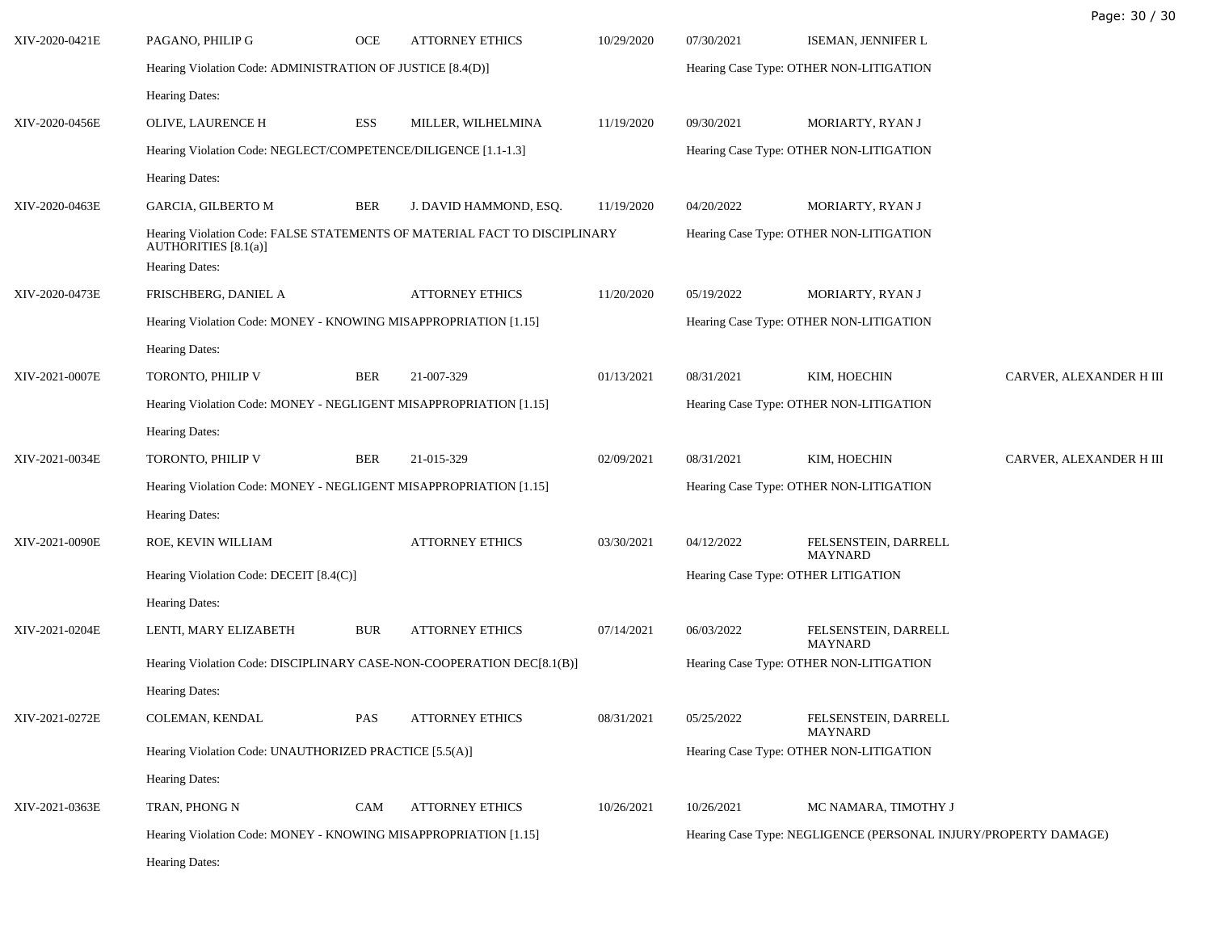| | | | | | | | |
|---|---|---|---|---|---|---|---|
| XIV-2020-0421E | PAGANO, PHILIP G | OCE | ATTORNEY ETHICS | 10/29/2020 | 07/30/2021 | ISEMAN, JENNIFER L | |
| | Hearing Violation Code: ADMINISTRATION OF JUSTICE [8.4(D)] | | | | Hearing Case Type: OTHER NON-LITIGATION | | |
| | Hearing Dates: | | | | | | |
| XIV-2020-0456E | OLIVE, LAURENCE H | ESS | MILLER, WILHELMINA | 11/19/2020 | 09/30/2021 | MORIARTY, RYAN J | |
| | Hearing Violation Code: NEGLECT/COMPETENCE/DILIGENCE [1.1-1.3] | | | | Hearing Case Type: OTHER NON-LITIGATION | | |
| | Hearing Dates: | | | | | | |
| XIV-2020-0463E | GARCIA, GILBERTO M | BER | J. DAVID HAMMOND, ESQ. | 11/19/2020 | 04/20/2022 | MORIARTY, RYAN J | |
| | Hearing Violation Code: FALSE STATEMENTS OF MATERIAL FACT TO DISCIPLINARY AUTHORITIES [8.1(a)] | | | | Hearing Case Type: OTHER NON-LITIGATION | | |
| | Hearing Dates: | | | | | | |
| XIV-2020-0473E | FRISCHBERG, DANIEL A | | ATTORNEY ETHICS | 11/20/2020 | 05/19/2022 | MORIARTY, RYAN J | |
| | Hearing Violation Code: MONEY - KNOWING MISAPPROPRIATION [1.15] | | | | Hearing Case Type: OTHER NON-LITIGATION | | |
| | Hearing Dates: | | | | | | |
| XIV-2021-0007E | TORONTO, PHILIP V | BER | 21-007-329 | 01/13/2021 | 08/31/2021 | KIM, HOECHIN | CARVER, ALEXANDER H III |
| | Hearing Violation Code: MONEY - NEGLIGENT MISAPPROPRIATION [1.15] | | | | Hearing Case Type: OTHER NON-LITIGATION | | |
| | Hearing Dates: | | | | | | |
| XIV-2021-0034E | TORONTO, PHILIP V | BER | 21-015-329 | 02/09/2021 | 08/31/2021 | KIM, HOECHIN | CARVER, ALEXANDER H III |
| | Hearing Violation Code: MONEY - NEGLIGENT MISAPPROPRIATION [1.15] | | | | Hearing Case Type: OTHER NON-LITIGATION | | |
| | Hearing Dates: | | | | | | |
| XIV-2021-0090E | ROE, KEVIN WILLIAM | | ATTORNEY ETHICS | 03/30/2021 | 04/12/2022 | FELSENSTEIN, DARRELL MAYNARD | |
| | Hearing Violation Code: DECEIT [8.4(C)] | | | | Hearing Case Type: OTHER LITIGATION | | |
| | Hearing Dates: | | | | | | |
| XIV-2021-0204E | LENTI, MARY ELIZABETH | BUR | ATTORNEY ETHICS | 07/14/2021 | 06/03/2022 | FELSENSTEIN, DARRELL MAYNARD | |
| | Hearing Violation Code: DISCIPLINARY CASE-NON-COOPERATION DEC[8.1(B)] | | | | Hearing Case Type: OTHER NON-LITIGATION | | |
| | Hearing Dates: | | | | | | |
| XIV-2021-0272E | COLEMAN, KENDAL | PAS | ATTORNEY ETHICS | 08/31/2021 | 05/25/2022 | FELSENSTEIN, DARRELL MAYNARD | |
| | Hearing Violation Code: UNAUTHORIZED PRACTICE [5.5(A)] | | | | Hearing Case Type: OTHER NON-LITIGATION | | |
| | Hearing Dates: | | | | | | |
| XIV-2021-0363E | TRAN, PHONG N | CAM | ATTORNEY ETHICS | 10/26/2021 | 10/26/2021 | MC NAMARA, TIMOTHY J | |
| | Hearing Violation Code: MONEY - KNOWING MISAPPROPRIATION [1.15] | | | | Hearing Case Type: NEGLIGENCE (PERSONAL INJURY/PROPERTY DAMAGE) | | |
| | Hearing Dates: | | | | | | |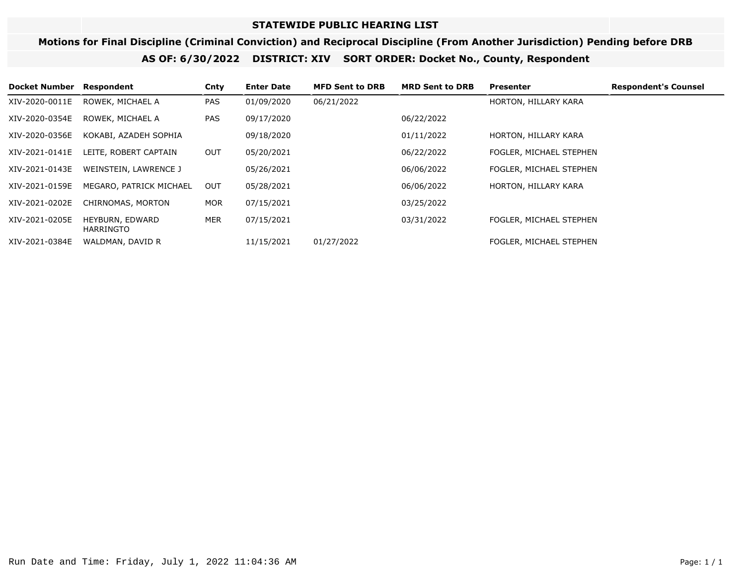# STATEWIDE PUBLIC HEARING LIST

## Motions for Final Discipline (Criminal Conviction) and Reciprocal Discipline (From Another Jurisdiction) Pending before DRB

### AS OF: 6/30/2022 DISTRICT: XIV SORT ORDER: Docket No., County, Respondent

| Docket Number | Respondent | Cnty | Enter Date | MFD Sent to DRB | MRD Sent to DRB | Presenter | Respondent's Counsel |
|---|---|---|---|---|---|---|---|
| XIV-2020-0011E | ROWEK, MICHAEL A | PAS | 01/09/2020 | 06/21/2022 | | HORTON, HILLARY KARA | |
| XIV-2020-0354E | ROWEK, MICHAEL A | PAS | 09/17/2020 | | 06/22/2022 | | |
| XIV-2020-0356E | KOKABI, AZADEH SOPHIA | | 09/18/2020 | | 01/11/2022 | HORTON, HILLARY KARA | |
| XIV-2021-0141E | LEITE, ROBERT CAPTAIN | OUT | 05/20/2021 | | 06/22/2022 | FOGLER, MICHAEL STEPHEN | |
| XIV-2021-0143E | WEINSTEIN, LAWRENCE J | | 05/26/2021 | | 06/06/2022 | FOGLER, MICHAEL STEPHEN | |
| XIV-2021-0159E | MEGARO, PATRICK MICHAEL | OUT | 05/28/2021 | | 06/06/2022 | HORTON, HILLARY KARA | |
| XIV-2021-0202E | CHIRNOMAS, MORTON | MOR | 07/15/2021 | | 03/25/2022 | | |
| XIV-2021-0205E | HEYBURN, EDWARD HARRINGTO | MER | 07/15/2021 | | 03/31/2022 | FOGLER, MICHAEL STEPHEN | |
| XIV-2021-0384E | WALDMAN, DAVID R | | 11/15/2021 | 01/27/2022 | | FOGLER, MICHAEL STEPHEN | |

Run Date and Time: Friday, July 1, 2022 11:04:36 AM